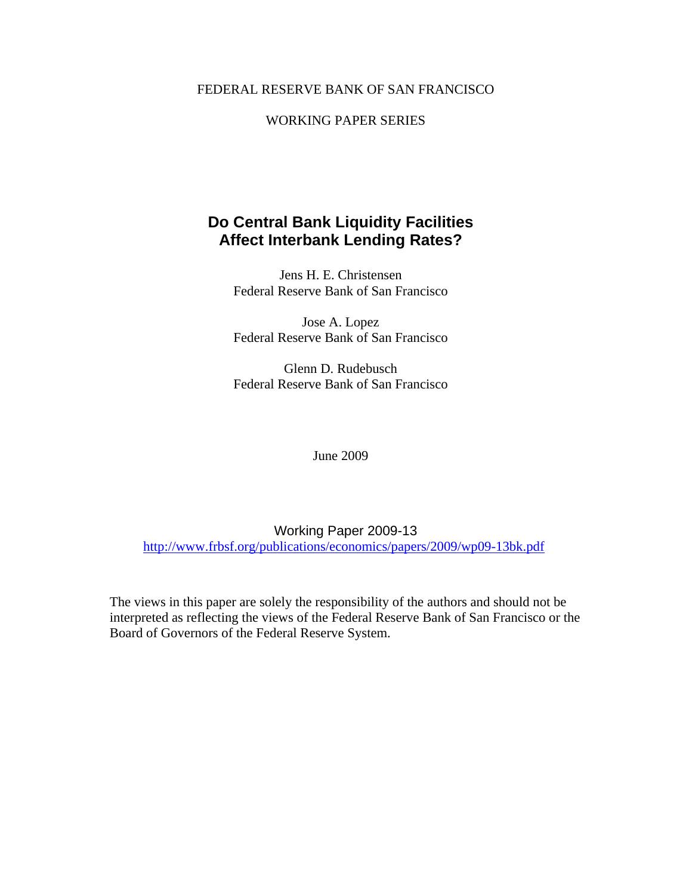FEDERAL RESERVE BANK OF SAN FRANCISCO

WORKING PAPER SERIES

# Do Central Bank Liquidity Facilities Affect Interbank Lending Rates?

Jens H. E. Christensen
Federal Reserve Bank of San Francisco

Jose A. Lopez
Federal Reserve Bank of San Francisco

Glenn D. Rudebusch
Federal Reserve Bank of San Francisco

June 2009

Working Paper 2009-13
http://www.frbsf.org/publications/economics/papers/2009/wp09-13bk.pdf

The views in this paper are solely the responsibility of the authors and should not be interpreted as reflecting the views of the Federal Reserve Bank of San Francisco or the Board of Governors of the Federal Reserve System.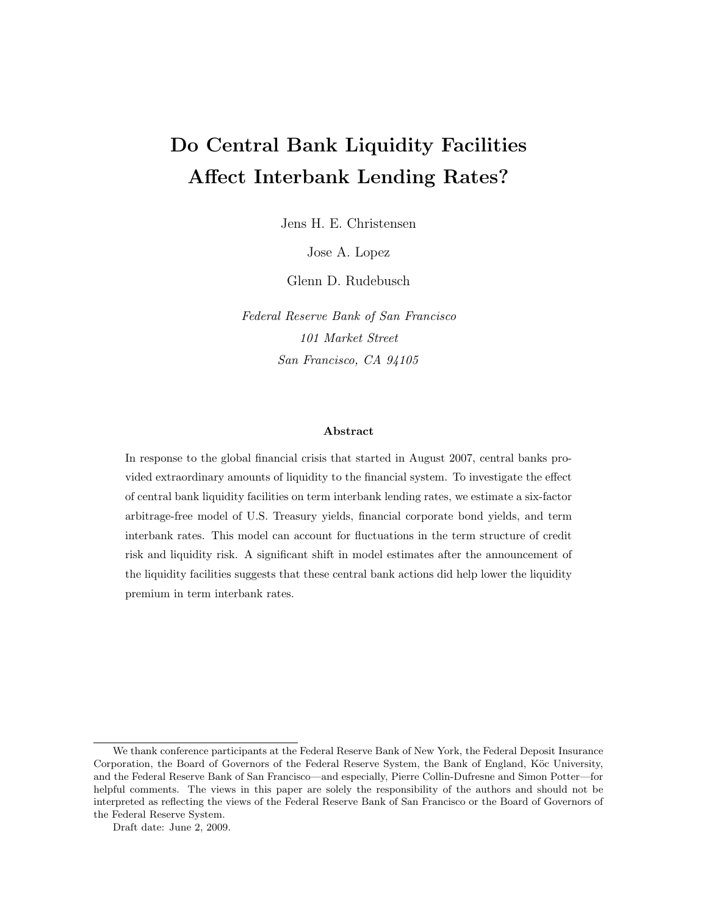# Do Central Bank Liquidity Facilities Affect Interbank Lending Rates?

Jens H. E. Christensen

Jose A. Lopez

Glenn D. Rudebusch

*Federal Reserve Bank of San Francisco*
*101 Market Street*
*San Francisco, CA 94105*

### Abstract

In response to the global financial crisis that started in August 2007, central banks provided extraordinary amounts of liquidity to the financial system. To investigate the effect of central bank liquidity facilities on term interbank lending rates, we estimate a six-factor arbitrage-free model of U.S. Treasury yields, financial corporate bond yields, and term interbank rates. This model can account for fluctuations in the term structure of credit risk and liquidity risk. A significant shift in model estimates after the announcement of the liquidity facilities suggests that these central bank actions did help lower the liquidity premium in term interbank rates.

---

We thank conference participants at the Federal Reserve Bank of New York, the Federal Deposit Insurance Corporation, the Board of Governors of the Federal Reserve System, the Bank of England, Köc University, and the Federal Reserve Bank of San Francisco—and especially, Pierre Collin-Dufresne and Simon Potter—for helpful comments. The views in this paper are solely the responsibility of the authors and should not be interpreted as reflecting the views of the Federal Reserve Bank of San Francisco or the Board of Governors of the Federal Reserve System.

Draft date: June 2, 2009.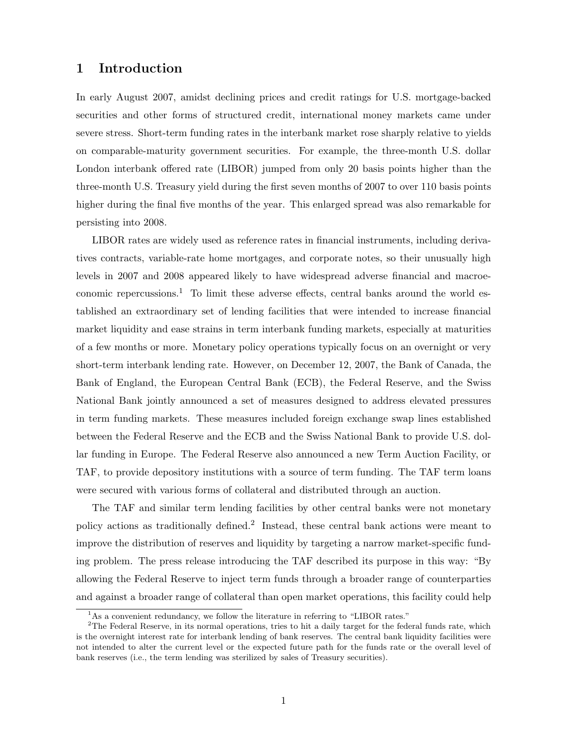# 1 Introduction

In early August 2007, amidst declining prices and credit ratings for U.S. mortgage-backed securities and other forms of structured credit, international money markets came under severe stress. Short-term funding rates in the interbank market rose sharply relative to yields on comparable-maturity government securities. For example, the three-month U.S. dollar London interbank offered rate (LIBOR) jumped from only 20 basis points higher than the three-month U.S. Treasury yield during the first seven months of 2007 to over 110 basis points higher during the final five months of the year. This enlarged spread was also remarkable for persisting into 2008.

LIBOR rates are widely used as reference rates in financial instruments, including derivatives contracts, variable-rate home mortgages, and corporate notes, so their unusually high levels in 2007 and 2008 appeared likely to have widespread adverse financial and macroeconomic repercussions.[1] To limit these adverse effects, central banks around the world established an extraordinary set of lending facilities that were intended to increase financial market liquidity and ease strains in term interbank funding markets, especially at maturities of a few months or more. Monetary policy operations typically focus on an overnight or very short-term interbank lending rate. However, on December 12, 2007, the Bank of Canada, the Bank of England, the European Central Bank (ECB), the Federal Reserve, and the Swiss National Bank jointly announced a set of measures designed to address elevated pressures in term funding markets. These measures included foreign exchange swap lines established between the Federal Reserve and the ECB and the Swiss National Bank to provide U.S. dollar funding in Europe. The Federal Reserve also announced a new Term Auction Facility, or TAF, to provide depository institutions with a source of term funding. The TAF term loans were secured with various forms of collateral and distributed through an auction.

The TAF and similar term lending facilities by other central banks were not monetary policy actions as traditionally defined.[2] Instead, these central bank actions were meant to improve the distribution of reserves and liquidity by targeting a narrow market-specific funding problem. The press release introducing the TAF described its purpose in this way: "By allowing the Federal Reserve to inject term funds through a broader range of counterparties and against a broader range of collateral than open market operations, this facility could help

[1] As a convenient redundancy, we follow the literature in referring to "LIBOR rates."

[2] The Federal Reserve, in its normal operations, tries to hit a daily target for the federal funds rate, which is the overnight interest rate for interbank lending of bank reserves. The central bank liquidity facilities were not intended to alter the current level or the expected future path for the funds rate or the overall level of bank reserves (i.e., the term lending was sterilized by sales of Treasury securities).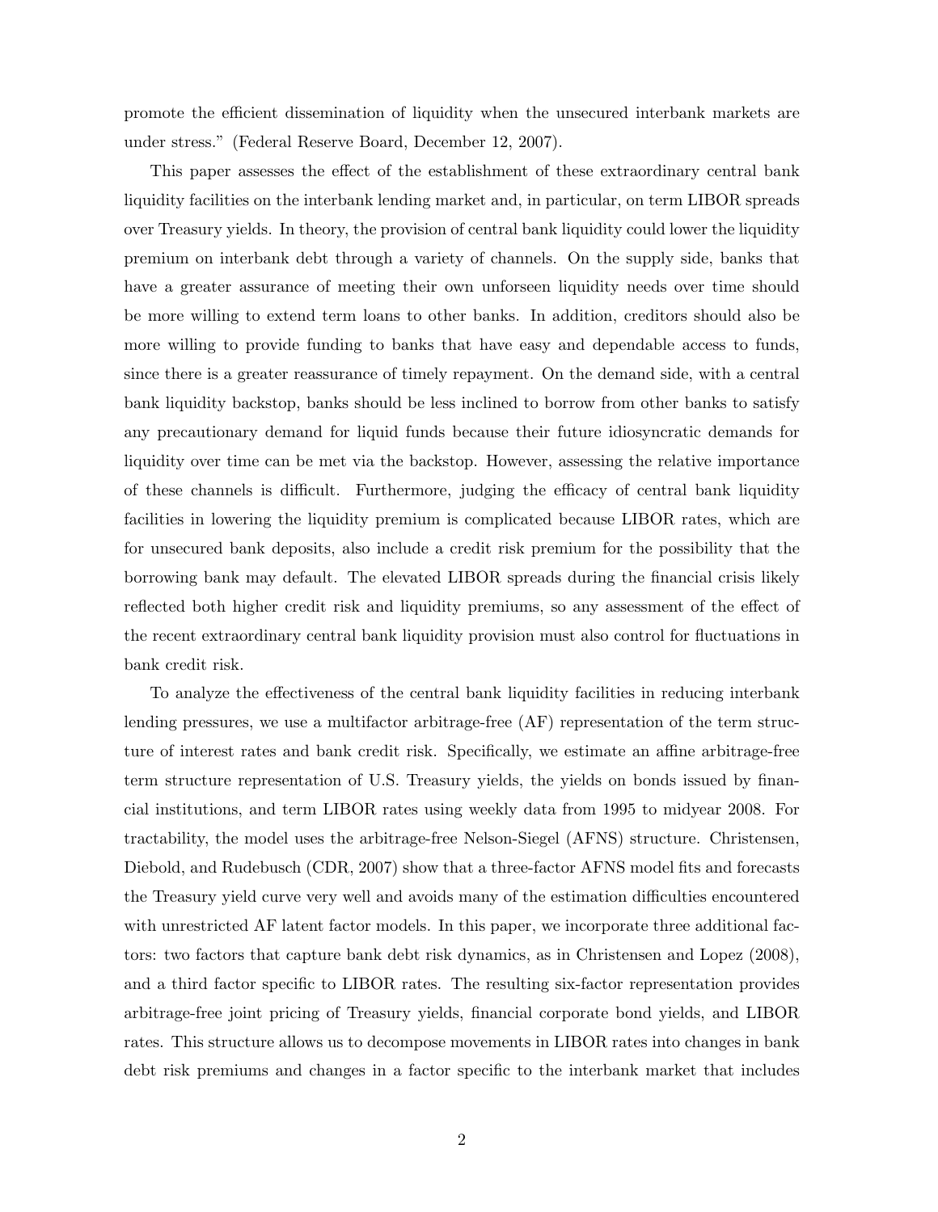promote the efficient dissemination of liquidity when the unsecured interbank markets are under stress." (Federal Reserve Board, December 12, 2007).

This paper assesses the effect of the establishment of these extraordinary central bank liquidity facilities on the interbank lending market and, in particular, on term LIBOR spreads over Treasury yields. In theory, the provision of central bank liquidity could lower the liquidity premium on interbank debt through a variety of channels. On the supply side, banks that have a greater assurance of meeting their own unforseen liquidity needs over time should be more willing to extend term loans to other banks. In addition, creditors should also be more willing to provide funding to banks that have easy and dependable access to funds, since there is a greater reassurance of timely repayment. On the demand side, with a central bank liquidity backstop, banks should be less inclined to borrow from other banks to satisfy any precautionary demand for liquid funds because their future idiosyncratic demands for liquidity over time can be met via the backstop. However, assessing the relative importance of these channels is difficult. Furthermore, judging the efficacy of central bank liquidity facilities in lowering the liquidity premium is complicated because LIBOR rates, which are for unsecured bank deposits, also include a credit risk premium for the possibility that the borrowing bank may default. The elevated LIBOR spreads during the financial crisis likely reflected both higher credit risk and liquidity premiums, so any assessment of the effect of the recent extraordinary central bank liquidity provision must also control for fluctuations in bank credit risk.

To analyze the effectiveness of the central bank liquidity facilities in reducing interbank lending pressures, we use a multifactor arbitrage-free (AF) representation of the term structure of interest rates and bank credit risk. Specifically, we estimate an affine arbitrage-free term structure representation of U.S. Treasury yields, the yields on bonds issued by financial institutions, and term LIBOR rates using weekly data from 1995 to midyear 2008. For tractability, the model uses the arbitrage-free Nelson-Siegel (AFNS) structure. Christensen, Diebold, and Rudebusch (CDR, 2007) show that a three-factor AFNS model fits and forecasts the Treasury yield curve very well and avoids many of the estimation difficulties encountered with unrestricted AF latent factor models. In this paper, we incorporate three additional factors: two factors that capture bank debt risk dynamics, as in Christensen and Lopez (2008), and a third factor specific to LIBOR rates. The resulting six-factor representation provides arbitrage-free joint pricing of Treasury yields, financial corporate bond yields, and LIBOR rates. This structure allows us to decompose movements in LIBOR rates into changes in bank debt risk premiums and changes in a factor specific to the interbank market that includes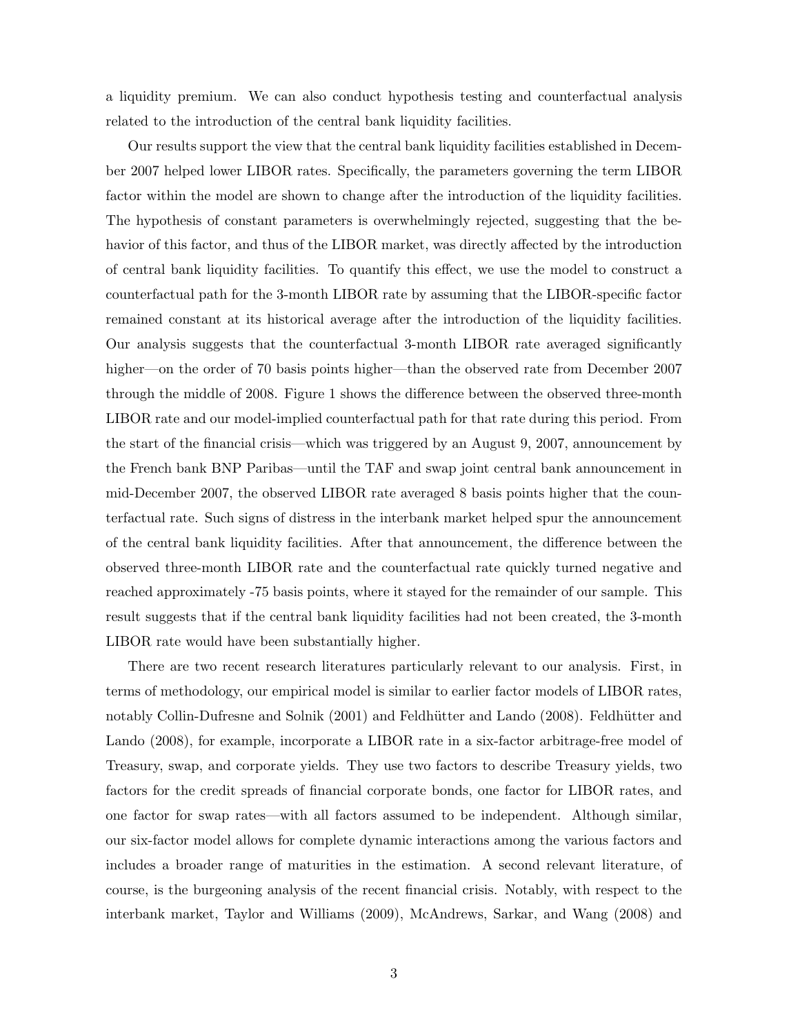a liquidity premium. We can also conduct hypothesis testing and counterfactual analysis related to the introduction of the central bank liquidity facilities.

Our results support the view that the central bank liquidity facilities established in December 2007 helped lower LIBOR rates. Specifically, the parameters governing the term LIBOR factor within the model are shown to change after the introduction of the liquidity facilities. The hypothesis of constant parameters is overwhelmingly rejected, suggesting that the behavior of this factor, and thus of the LIBOR market, was directly affected by the introduction of central bank liquidity facilities. To quantify this effect, we use the model to construct a counterfactual path for the 3-month LIBOR rate by assuming that the LIBOR-specific factor remained constant at its historical average after the introduction of the liquidity facilities. Our analysis suggests that the counterfactual 3-month LIBOR rate averaged significantly higher—on the order of 70 basis points higher—than the observed rate from December 2007 through the middle of 2008. Figure 1 shows the difference between the observed three-month LIBOR rate and our model-implied counterfactual path for that rate during this period. From the start of the financial crisis—which was triggered by an August 9, 2007, announcement by the French bank BNP Paribas—until the TAF and swap joint central bank announcement in mid-December 2007, the observed LIBOR rate averaged 8 basis points higher that the counterfactual rate. Such signs of distress in the interbank market helped spur the announcement of the central bank liquidity facilities. After that announcement, the difference between the observed three-month LIBOR rate and the counterfactual rate quickly turned negative and reached approximately -75 basis points, where it stayed for the remainder of our sample. This result suggests that if the central bank liquidity facilities had not been created, the 3-month LIBOR rate would have been substantially higher.

There are two recent research literatures particularly relevant to our analysis. First, in terms of methodology, our empirical model is similar to earlier factor models of LIBOR rates, notably Collin-Dufresne and Solnik (2001) and Feldhütter and Lando (2008). Feldhütter and Lando (2008), for example, incorporate a LIBOR rate in a six-factor arbitrage-free model of Treasury, swap, and corporate yields. They use two factors to describe Treasury yields, two factors for the credit spreads of financial corporate bonds, one factor for LIBOR rates, and one factor for swap rates—with all factors assumed to be independent. Although similar, our six-factor model allows for complete dynamic interactions among the various factors and includes a broader range of maturities in the estimation. A second relevant literature, of course, is the burgeoning analysis of the recent financial crisis. Notably, with respect to the interbank market, Taylor and Williams (2009), McAndrews, Sarkar, and Wang (2008) and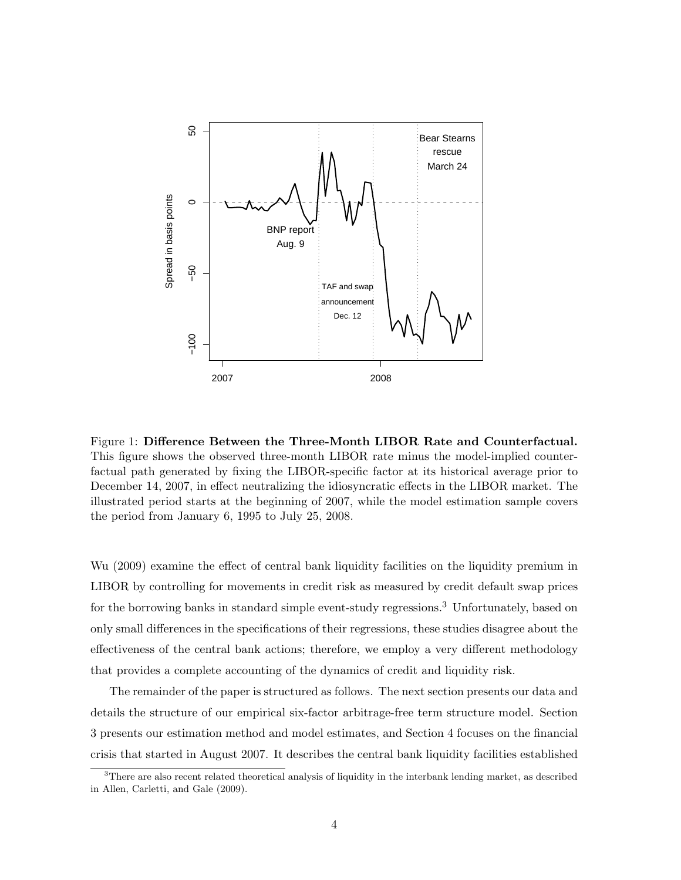Figure 1: **Difference Between the Three-Month LIBOR Rate and Counterfactual.** This figure shows the observed three-month LIBOR rate minus the model-implied counterfactual path generated by fixing the LIBOR-specific factor at its historical average prior to December 14, 2007, in effect neutralizing the idiosyncratic effects in the LIBOR market. The illustrated period starts at the beginning of 2007, while the model estimation sample covers the period from January 6, 1995 to July 25, 2008.

Wu (2009) examine the effect of central bank liquidity facilities on the liquidity premium in LIBOR by controlling for movements in credit risk as measured by credit default swap prices for the borrowing banks in standard simple event-study regressions.[3] Unfortunately, based on only small differences in the specifications of their regressions, these studies disagree about the effectiveness of the central bank actions; therefore, we employ a very different methodology that provides a complete accounting of the dynamics of credit and liquidity risk.

The remainder of the paper is structured as follows. The next section presents our data and details the structure of our empirical six-factor arbitrage-free term structure model. Section 3 presents our estimation method and model estimates, and Section 4 focuses on the financial crisis that started in August 2007. It describes the central bank liquidity facilities established

[3] There are also recent related theoretical analysis of liquidity in the interbank lending market, as described in Allen, Carletti, and Gale (2009).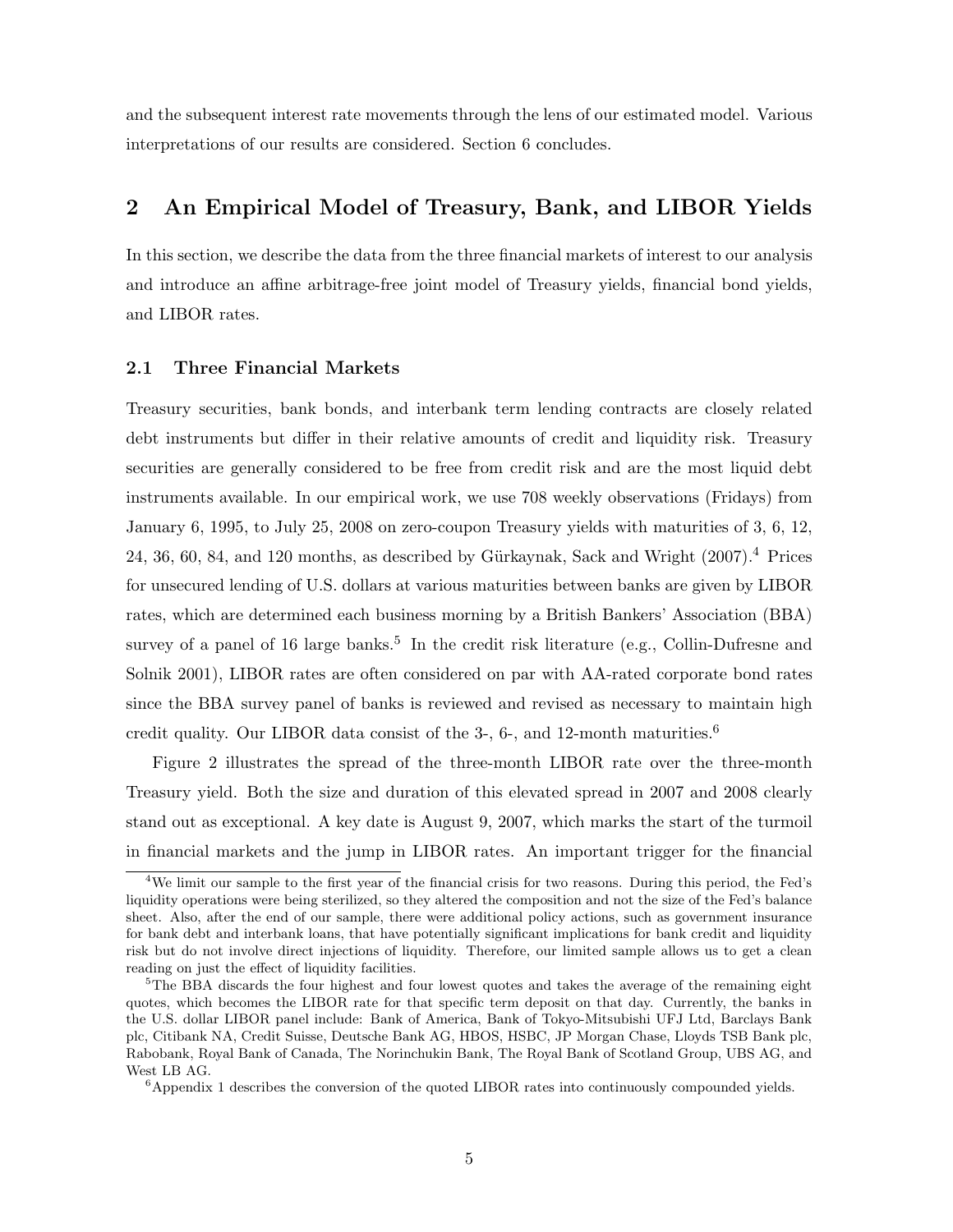and the subsequent interest rate movements through the lens of our estimated model. Various interpretations of our results are considered. Section 6 concludes.

## 2 An Empirical Model of Treasury, Bank, and LIBOR Yields

In this section, we describe the data from the three financial markets of interest to our analysis and introduce an affine arbitrage-free joint model of Treasury yields, financial bond yields, and LIBOR rates.

### 2.1 Three Financial Markets

Treasury securities, bank bonds, and interbank term lending contracts are closely related debt instruments but differ in their relative amounts of credit and liquidity risk. Treasury securities are generally considered to be free from credit risk and are the most liquid debt instruments available. In our empirical work, we use 708 weekly observations (Fridays) from January 6, 1995, to July 25, 2008 on zero-coupon Treasury yields with maturities of 3, 6, 12, 24, 36, 60, 84, and 120 months, as described by Gürkaynak, Sack and Wright (2007).[4] Prices for unsecured lending of U.S. dollars at various maturities between banks are given by LIBOR rates, which are determined each business morning by a British Bankers' Association (BBA) survey of a panel of 16 large banks.[5] In the credit risk literature (e.g., Collin-Dufresne and Solnik 2001), LIBOR rates are often considered on par with AA-rated corporate bond rates since the BBA survey panel of banks is reviewed and revised as necessary to maintain high credit quality. Our LIBOR data consist of the 3-, 6-, and 12-month maturities.[6]

Figure 2 illustrates the spread of the three-month LIBOR rate over the three-month Treasury yield. Both the size and duration of this elevated spread in 2007 and 2008 clearly stand out as exceptional. A key date is August 9, 2007, which marks the start of the turmoil in financial markets and the jump in LIBOR rates. An important trigger for the financial

---

[4] We limit our sample to the first year of the financial crisis for two reasons. During this period, the Fed's liquidity operations were being sterilized, so they altered the composition and not the size of the Fed's balance sheet. Also, after the end of our sample, there were additional policy actions, such as government insurance for bank debt and interbank loans, that have potentially significant implications for bank credit and liquidity risk but do not involve direct injections of liquidity. Therefore, our limited sample allows us to get a clean reading on just the effect of liquidity facilities.

[5] The BBA discards the four highest and four lowest quotes and takes the average of the remaining eight quotes, which becomes the LIBOR rate for that specific term deposit on that day. Currently, the banks in the U.S. dollar LIBOR panel include: Bank of America, Bank of Tokyo-Mitsubishi UFJ Ltd, Barclays Bank plc, Citibank NA, Credit Suisse, Deutsche Bank AG, HBOS, HSBC, JP Morgan Chase, Lloyds TSB Bank plc, Rabobank, Royal Bank of Canada, The Norinchukin Bank, The Royal Bank of Scotland Group, UBS AG, and West LB AG.

[6] Appendix 1 describes the conversion of the quoted LIBOR rates into continuously compounded yields.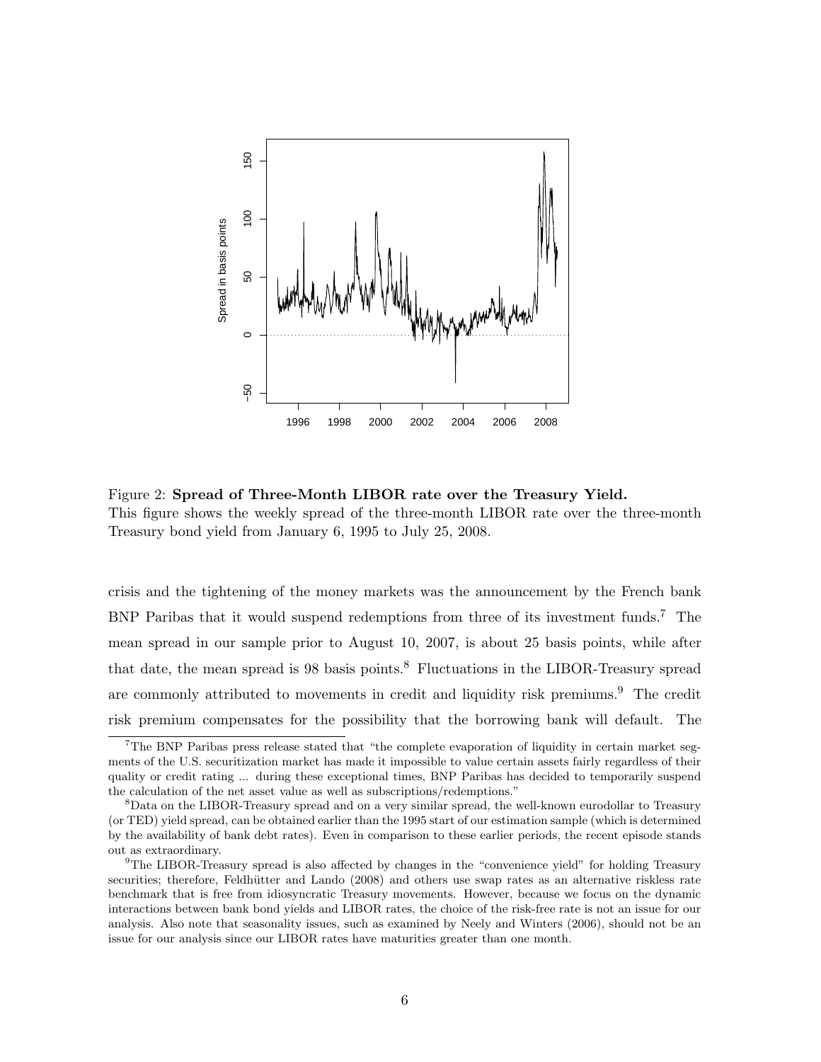Figure 2: **Spread of Three-Month LIBOR rate over the Treasury Yield.**
This figure shows the weekly spread of the three-month LIBOR rate over the three-month Treasury bond yield from January 6, 1995 to July 25, 2008.

crisis and the tightening of the money markets was the announcement by the French bank BNP Paribas that it would suspend redemptions from three of its investment funds.[7] The mean spread in our sample prior to August 10, 2007, is about 25 basis points, while after that date, the mean spread is 98 basis points.[8] Fluctuations in the LIBOR-Treasury spread are commonly attributed to movements in credit and liquidity risk premiums.[9] The credit risk premium compensates for the possibility that the borrowing bank will default. The

---

[7]The BNP Paribas press release stated that "the complete evaporation of liquidity in certain market segments of the U.S. securitization market has made it impossible to value certain assets fairly regardless of their quality or credit rating ... during these exceptional times, BNP Paribas has decided to temporarily suspend the calculation of the net asset value as well as subscriptions/redemptions."

[8]Data on the LIBOR-Treasury spread and on a very similar spread, the well-known eurodollar to Treasury (or TED) yield spread, can be obtained earlier than the 1995 start of our estimation sample (which is determined by the availability of bank debt rates). Even in comparison to these earlier periods, the recent episode stands out as extraordinary.

[9]The LIBOR-Treasury spread is also affected by changes in the "convenience yield" for holding Treasury securities; therefore, Feldhütter and Lando (2008) and others use swap rates as an alternative riskless rate benchmark that is free from idiosyncratic Treasury movements. However, because we focus on the dynamic interactions between bank bond yields and LIBOR rates, the choice of the risk-free rate is not an issue for our analysis. Also note that seasonality issues, such as examined by Neely and Winters (2006), should not be an issue for our analysis since our LIBOR rates have maturities greater than one month.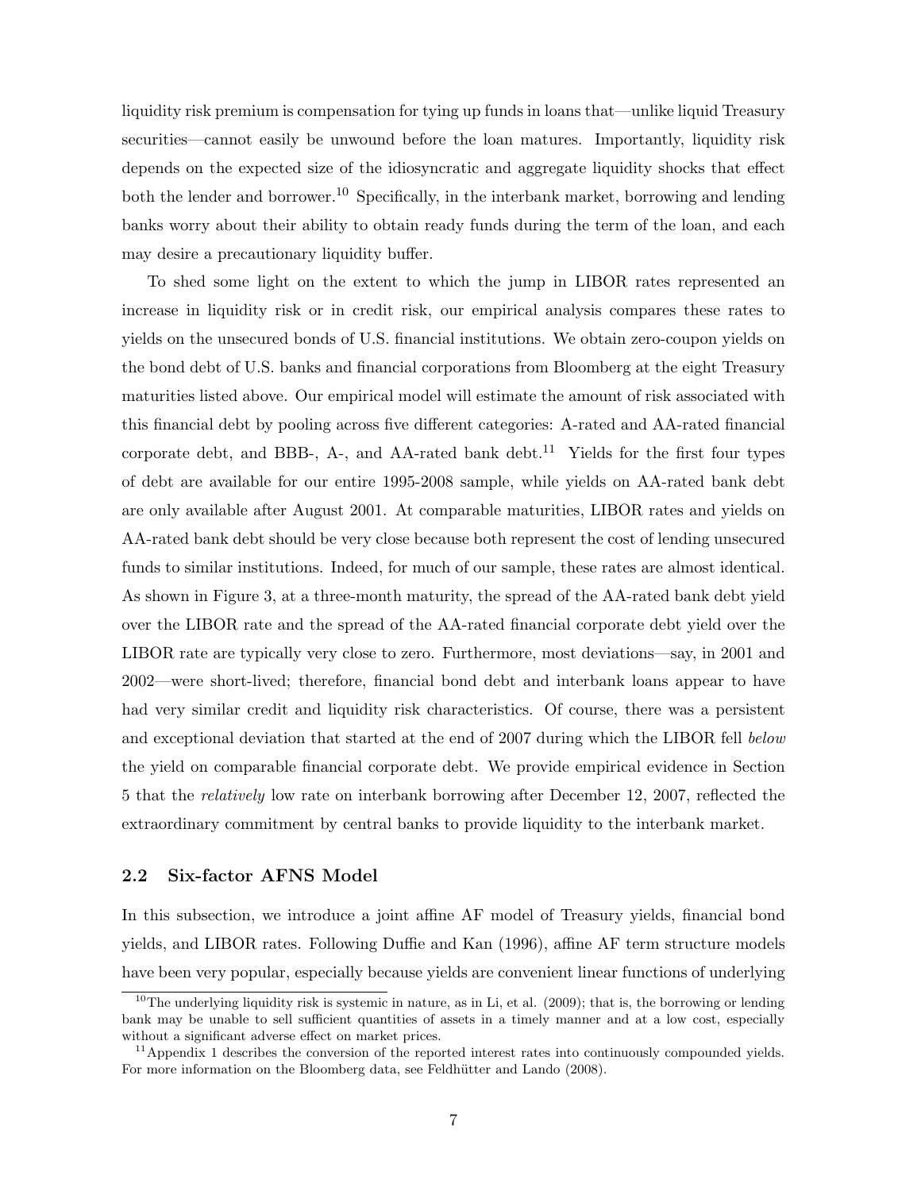liquidity risk premium is compensation for tying up funds in loans that—unlike liquid Treasury securities—cannot easily be unwound before the loan matures. Importantly, liquidity risk depends on the expected size of the idiosyncratic and aggregate liquidity shocks that effect both the lender and borrower.[10] Specifically, in the interbank market, borrowing and lending banks worry about their ability to obtain ready funds during the term of the loan, and each may desire a precautionary liquidity buffer.

To shed some light on the extent to which the jump in LIBOR rates represented an increase in liquidity risk or in credit risk, our empirical analysis compares these rates to yields on the unsecured bonds of U.S. financial institutions. We obtain zero-coupon yields on the bond debt of U.S. banks and financial corporations from Bloomberg at the eight Treasury maturities listed above. Our empirical model will estimate the amount of risk associated with this financial debt by pooling across five different categories: A-rated and AA-rated financial corporate debt, and BBB-, A-, and AA-rated bank debt.[11] Yields for the first four types of debt are available for our entire 1995-2008 sample, while yields on AA-rated bank debt are only available after August 2001. At comparable maturities, LIBOR rates and yields on AA-rated bank debt should be very close because both represent the cost of lending unsecured funds to similar institutions. Indeed, for much of our sample, these rates are almost identical. As shown in Figure 3, at a three-month maturity, the spread of the AA-rated bank debt yield over the LIBOR rate and the spread of the AA-rated financial corporate debt yield over the LIBOR rate are typically very close to zero. Furthermore, most deviations—say, in 2001 and 2002—were short-lived; therefore, financial bond debt and interbank loans appear to have had very similar credit and liquidity risk characteristics. Of course, there was a persistent and exceptional deviation that started at the end of 2007 during which the LIBOR fell *below* the yield on comparable financial corporate debt. We provide empirical evidence in Section 5 that the *relatively* low rate on interbank borrowing after December 12, 2007, reflected the extraordinary commitment by central banks to provide liquidity to the interbank market.

## 2.2 Six-factor AFNS Model

In this subsection, we introduce a joint affine AF model of Treasury yields, financial bond yields, and LIBOR rates. Following Duffie and Kan (1996), affine AF term structure models have been very popular, especially because yields are convenient linear functions of underlying

[10] The underlying liquidity risk is systemic in nature, as in Li, et al. (2009); that is, the borrowing or lending bank may be unable to sell sufficient quantities of assets in a timely manner and at a low cost, especially without a significant adverse effect on market prices.

[11] Appendix 1 describes the conversion of the reported interest rates into continuously compounded yields. For more information on the Bloomberg data, see Feldhütter and Lando (2008).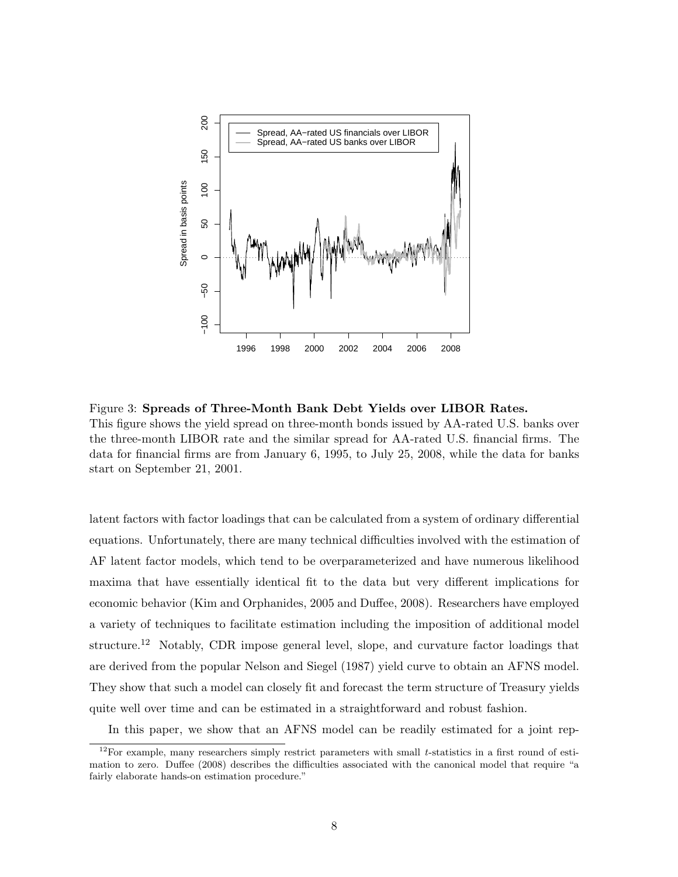Figure 3: **Spreads of Three-Month Bank Debt Yields over LIBOR Rates.**
This figure shows the yield spread on three-month bonds issued by AA-rated U.S. banks over the three-month LIBOR rate and the similar spread for AA-rated U.S. financial firms. The data for financial firms are from January 6, 1995, to July 25, 2008, while the data for banks start on September 21, 2001.

latent factors with factor loadings that can be calculated from a system of ordinary differential equations. Unfortunately, there are many technical difficulties involved with the estimation of AF latent factor models, which tend to be overparameterized and have numerous likelihood maxima that have essentially identical fit to the data but very different implications for economic behavior (Kim and Orphanides, 2005 and Duffee, 2008). Researchers have employed a variety of techniques to facilitate estimation including the imposition of additional model structure.[12] Notably, CDR impose general level, slope, and curvature factor loadings that are derived from the popular Nelson and Siegel (1987) yield curve to obtain an AFNS model. They show that such a model can closely fit and forecast the term structure of Treasury yields quite well over time and can be estimated in a straightforward and robust fashion.

In this paper, we show that an AFNS model can be readily estimated for a joint rep-

[12] For example, many researchers simply restrict parameters with small $t$-statistics in a first round of estimation to zero. Duffee (2008) describes the difficulties associated with the canonical model that require "a fairly elaborate hands-on estimation procedure."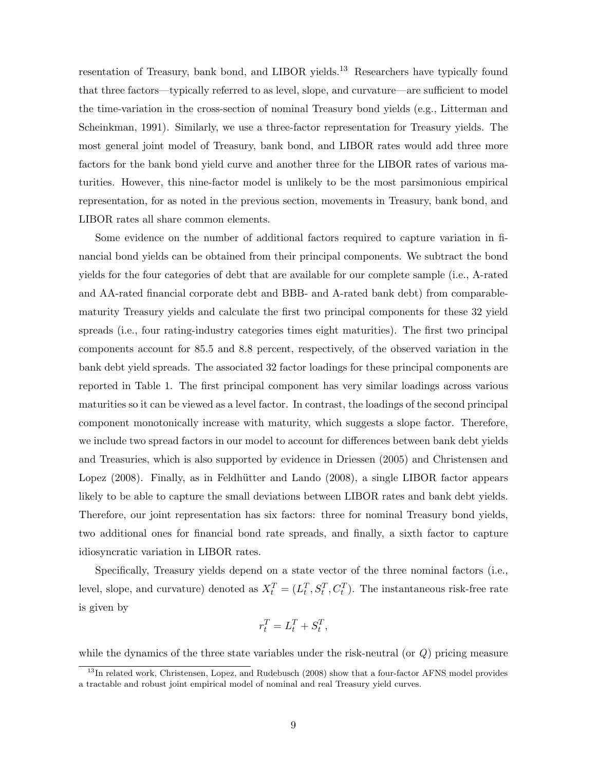resentation of Treasury, bank bond, and LIBOR yields.[13] Researchers have typically found that three factors—typically referred to as level, slope, and curvature—are sufficient to model the time-variation in the cross-section of nominal Treasury bond yields (e.g., Litterman and Scheinkman, 1991). Similarly, we use a three-factor representation for Treasury yields. The most general joint model of Treasury, bank bond, and LIBOR rates would add three more factors for the bank bond yield curve and another three for the LIBOR rates of various maturities. However, this nine-factor model is unlikely to be the most parsimonious empirical representation, for as noted in the previous section, movements in Treasury, bank bond, and LIBOR rates all share common elements.

Some evidence on the number of additional factors required to capture variation in financial bond yields can be obtained from their principal components. We subtract the bond yields for the four categories of debt that are available for our complete sample (i.e., A-rated and AA-rated financial corporate debt and BBB- and A-rated bank debt) from comparable-maturity Treasury yields and calculate the first two principal components for these 32 yield spreads (i.e., four rating-industry categories times eight maturities). The first two principal components account for 85.5 and 8.8 percent, respectively, of the observed variation in the bank debt yield spreads. The associated 32 factor loadings for these principal components are reported in Table 1. The first principal component has very similar loadings across various maturities so it can be viewed as a level factor. In contrast, the loadings of the second principal component monotonically increase with maturity, which suggests a slope factor. Therefore, we include two spread factors in our model to account for differences between bank debt yields and Treasuries, which is also supported by evidence in Driessen (2005) and Christensen and Lopez (2008). Finally, as in Feldhütter and Lando (2008), a single LIBOR factor appears likely to be able to capture the small deviations between LIBOR rates and bank debt yields. Therefore, our joint representation has six factors: three for nominal Treasury bond yields, two additional ones for financial bond rate spreads, and finally, a sixth factor to capture idiosyncratic variation in LIBOR rates.

Specifically, Treasury yields depend on a state vector of the three nominal factors (i.e., level, slope, and curvature) denoted as $X_t^T = (L_t^T, S_t^T, C_t^T)$. The instantaneous risk-free rate is given by

$$r_t^T = L_t^T + S_t^T,$$

while the dynamics of the three state variables under the risk-neutral (or $Q$) pricing measure

[13] In related work, Christensen, Lopez, and Rudebusch (2008) show that a four-factor AFNS model provides a tractable and robust joint empirical model of nominal and real Treasury yield curves.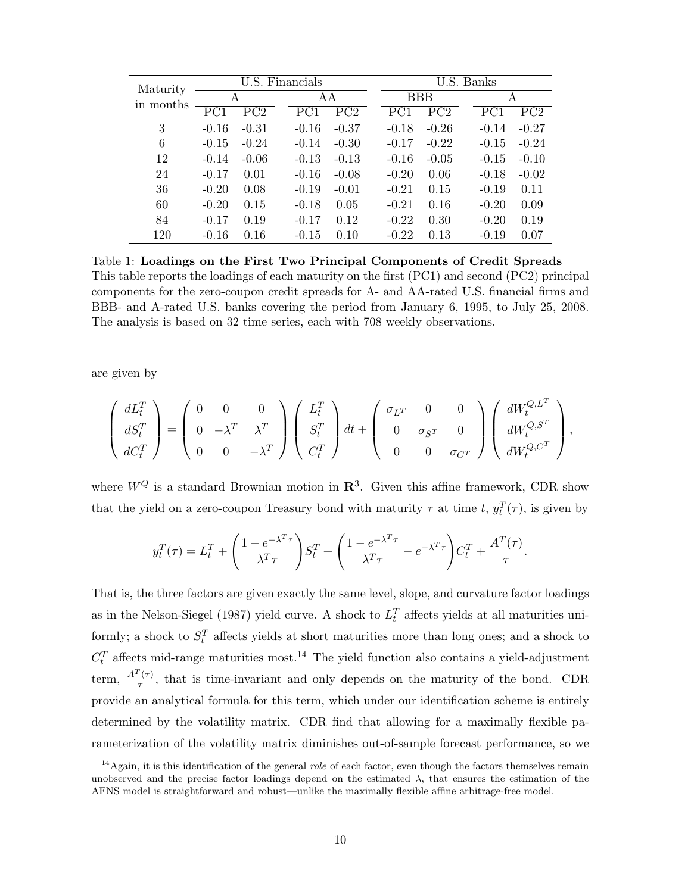| Maturity in months | U.S. Financials | | | | U.S. Banks | | | |
|---|---|---|---|---|---|---|---|---|
| | A | | AA | | BBB | | A | |
| | PC1 | PC2 | PC1 | PC2 | PC1 | PC2 | PC1 | PC2 |
| 3 | -0.16 | -0.31 | -0.16 | -0.37 | -0.18 | -0.26 | -0.14 | -0.27 |
| 6 | -0.15 | -0.24 | -0.14 | -0.30 | -0.17 | -0.22 | -0.15 | -0.24 |
| 12 | -0.14 | -0.06 | -0.13 | -0.13 | -0.16 | -0.05 | -0.15 | -0.10 |
| 24 | -0.17 | 0.01 | -0.16 | -0.08 | -0.20 | 0.06 | -0.18 | -0.02 |
| 36 | -0.20 | 0.08 | -0.19 | -0.01 | -0.21 | 0.15 | -0.19 | 0.11 |
| 60 | -0.20 | 0.15 | -0.18 | 0.05 | -0.21 | 0.16 | -0.20 | 0.09 |
| 84 | -0.17 | 0.19 | -0.17 | 0.12 | -0.22 | 0.30 | -0.20 | 0.19 |
| 120 | -0.16 | 0.16 | -0.15 | 0.10 | -0.22 | 0.13 | -0.19 | 0.07 |

Table 1: **Loadings on the First Two Principal Components of Credit Spreads**
This table reports the loadings of each maturity on the first (PC1) and second (PC2) principal components for the zero-coupon credit spreads for A- and AA-rated U.S. financial firms and BBB- and A-rated U.S. banks covering the period from January 6, 1995, to July 25, 2008. The analysis is based on 32 time series, each with 708 weekly observations.

are given by

$$\begin{pmatrix} dL_t^T \\ dS_t^T \\ dC_t^T \end{pmatrix} = \begin{pmatrix} 0 & 0 & 0 \\ 0 & -\lambda^T & \lambda^T \\ 0 & 0 & -\lambda^T \end{pmatrix} \begin{pmatrix} L_t^T \\ S_t^T \\ C_t^T \end{pmatrix} dt + \begin{pmatrix} \sigma_{L^T} & 0 & 0 \\ 0 & \sigma_{S^T} & 0 \\ 0 & 0 & \sigma_{C^T} \end{pmatrix} \begin{pmatrix} dW_t^{Q,L^T} \\ dW_t^{Q,S^T} \\ dW_t^{Q,C^T} \end{pmatrix},$$

where $W^Q$ is a standard Brownian motion in $\mathbf{R}^3$. Given this affine framework, CDR show that the yield on a zero-coupon Treasury bond with maturity $\tau$ at time $t$, $y_t^T(\tau)$, is given by

$$y_t^T(\tau) = L_t^T + \left(\frac{1 - e^{-\lambda^T \tau}}{\lambda^T \tau}\right) S_t^T + \left(\frac{1 - e^{-\lambda^T \tau}}{\lambda^T \tau} - e^{-\lambda^T \tau}\right) C_t^T + \frac{A^T(\tau)}{\tau}.$$

That is, the three factors are given exactly the same level, slope, and curvature factor loadings as in the Nelson-Siegel (1987) yield curve. A shock to $L_t^T$ affects yields at all maturities uniformly; a shock to $S_t^T$ affects yields at short maturities more than long ones; and a shock to $C_t^T$ affects mid-range maturities most.[14] The yield function also contains a yield-adjustment term, $\frac{A^T(\tau)}{\tau}$, that is time-invariant and only depends on the maturity of the bond. CDR provide an analytical formula for this term, which under our identification scheme is entirely determined by the volatility matrix. CDR find that allowing for a maximally flexible parameterization of the volatility matrix diminishes out-of-sample forecast performance, so we

[14] Again, it is this identification of the general *role* of each factor, even though the factors themselves remain unobserved and the precise factor loadings depend on the estimated $\lambda$, that ensures the estimation of the AFNS model is straightforward and robust—unlike the maximally flexible affine arbitrage-free model.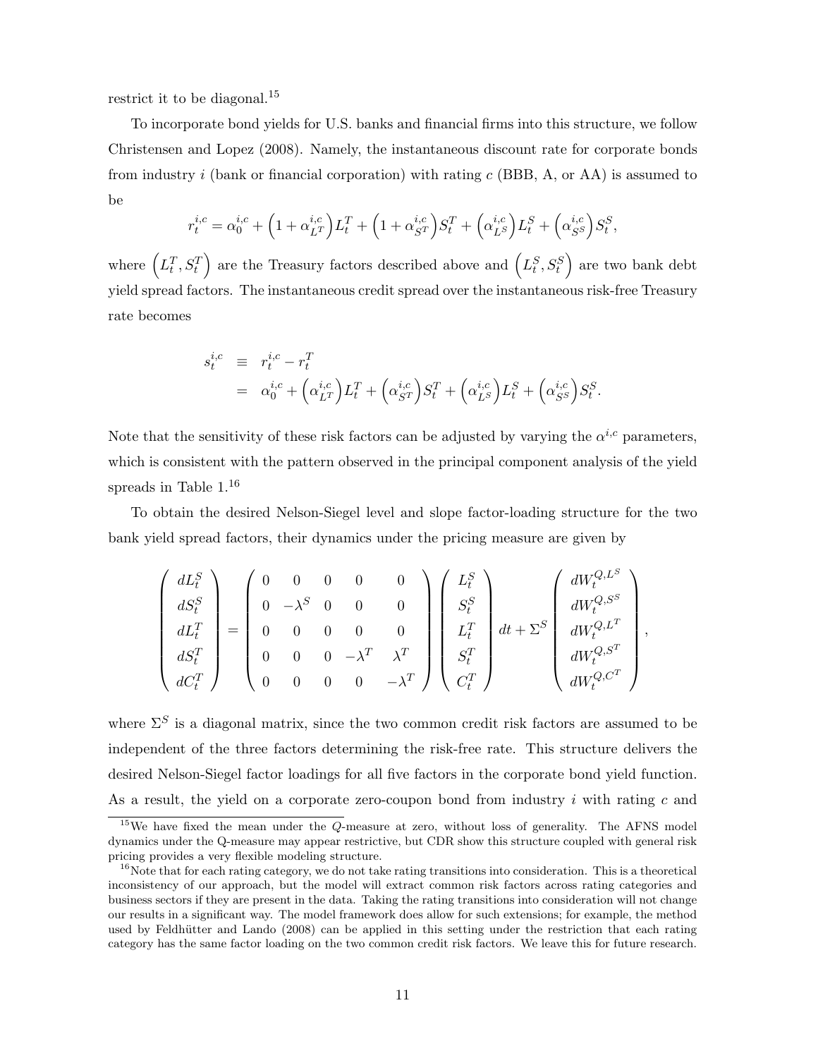restrict it to be diagonal.[15]

To incorporate bond yields for U.S. banks and financial firms into this structure, we follow Christensen and Lopez (2008). Namely, the instantaneous discount rate for corporate bonds from industry $i$ (bank or financial corporation) with rating $c$ (BBB, A, or AA) is assumed to be

$$r_t^{i,c} = \alpha_0^{i,c} + \left(1 + \alpha_{L^T}^{i,c}\right) L_t^T + \left(1 + \alpha_{S^T}^{i,c}\right) S_t^T + \left(\alpha_{L^S}^{i,c}\right) L_t^S + \left(\alpha_{S^S}^{i,c}\right) S_t^S,$$

where $\left(L_t^T, S_t^T\right)$ are the Treasury factors described above and $\left(L_t^S, S_t^S\right)$ are two bank debt yield spread factors. The instantaneous credit spread over the instantaneous risk-free Treasury rate becomes

$$\begin{aligned} s_t^{i,c} &\equiv r_t^{i,c} - r_t^T \\ &= \alpha_0^{i,c} + \left(\alpha_{L^T}^{i,c}\right) L_t^T + \left(\alpha_{S^T}^{i,c}\right) S_t^T + \left(\alpha_{L^S}^{i,c}\right) L_t^S + \left(\alpha_{S^S}^{i,c}\right) S_t^S. \end{aligned}$$

Note that the sensitivity of these risk factors can be adjusted by varying the $\alpha^{i,c}$ parameters, which is consistent with the pattern observed in the principal component analysis of the yield spreads in Table 1.[16]

To obtain the desired Nelson-Siegel level and slope factor-loading structure for the two bank yield spread factors, their dynamics under the pricing measure are given by

$$\begin{pmatrix} dL_t^S \\ dS_t^S \\ dL_t^T \\ dS_t^T \\ dC_t^T \end{pmatrix} = \begin{pmatrix} 0 & 0 & 0 & 0 & 0 \\ 0 & -\lambda^S & 0 & 0 & 0 \\ 0 & 0 & 0 & 0 & 0 \\ 0 & 0 & 0 & -\lambda^T & \lambda^T \\ 0 & 0 & 0 & 0 & -\lambda^T \end{pmatrix} \begin{pmatrix} L_t^S \\ S_t^S \\ L_t^T \\ S_t^T \\ C_t^T \end{pmatrix} dt + \Sigma^S \begin{pmatrix} dW_t^{Q,L^S} \\ dW_t^{Q,S^S} \\ dW_t^{Q,L^T} \\ dW_t^{Q,S^T} \\ dW_t^{Q,C^T} \end{pmatrix},$$

where $\Sigma^S$ is a diagonal matrix, since the two common credit risk factors are assumed to be independent of the three factors determining the risk-free rate. This structure delivers the desired Nelson-Siegel factor loadings for all five factors in the corporate bond yield function. As a result, the yield on a corporate zero-coupon bond from industry $i$ with rating $c$ and

---

[15] We have fixed the mean under the $Q$-measure at zero, without loss of generality. The AFNS model dynamics under the Q-measure may appear restrictive, but CDR show this structure coupled with general risk pricing provides a very flexible modeling structure.

[16] Note that for each rating category, we do not take rating transitions into consideration. This is a theoretical inconsistency of our approach, but the model will extract common risk factors across rating categories and business sectors if they are present in the data. Taking the rating transitions into consideration will not change our results in a significant way. The model framework does allow for such extensions; for example, the method used by Feldhütter and Lando (2008) can be applied in this setting under the restriction that each rating category has the same factor loading on the two common credit risk factors. We leave this for future research.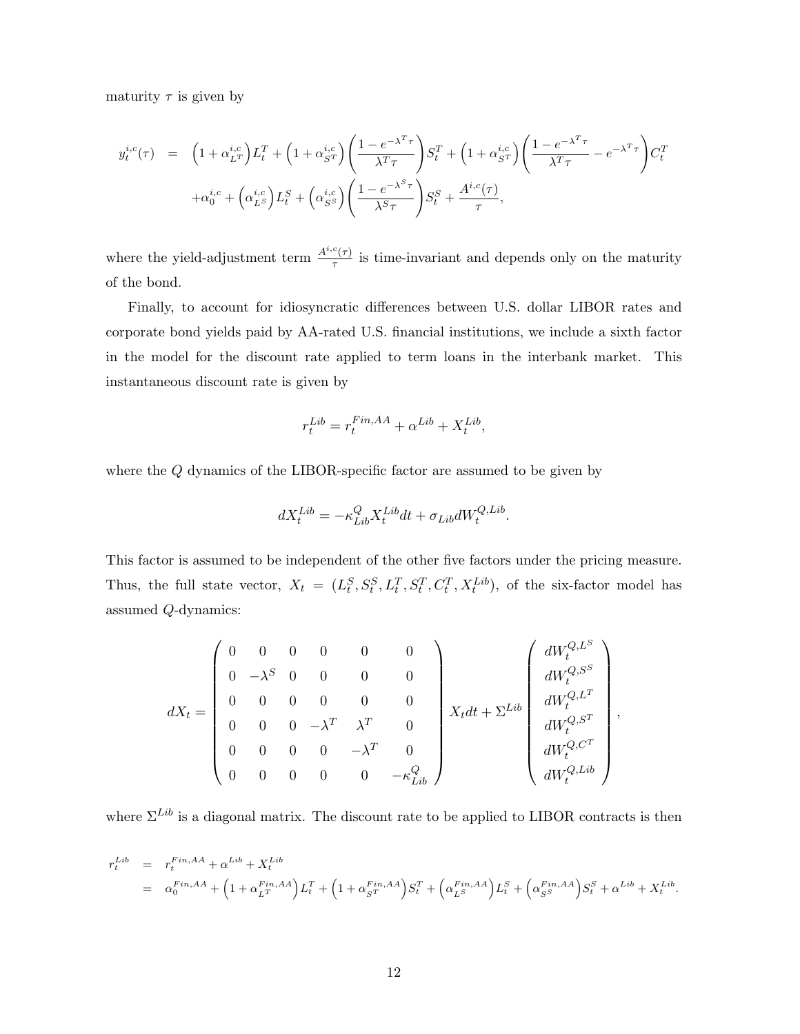maturity $\tau$ is given by

$$
\begin{aligned}
y_t^{i,c}(\tau) &= \left(1+\alpha_{L^T}^{i,c}\right)L_t^T + \left(1+\alpha_{S^T}^{i,c}\right)\left(\frac{1-e^{-\lambda^T\tau}}{\lambda^T\tau}\right)S_t^T + \left(1+\alpha_{S^T}^{i,c}\right)\left(\frac{1-e^{-\lambda^T\tau}}{\lambda^T\tau} - e^{-\lambda^T\tau}\right)C_t^T \\
&\quad + \alpha_0^{i,c} + \left(\alpha_{L^S}^{i,c}\right)L_t^S + \left(\alpha_{S^S}^{i,c}\right)\left(\frac{1-e^{-\lambda^S\tau}}{\lambda^S\tau}\right)S_t^S + \frac{A^{i,c}(\tau)}{\tau},
\end{aligned}
$$

where the yield-adjustment term $\frac{A^{i,c}(\tau)}{\tau}$ is time-invariant and depends only on the maturity of the bond.

Finally, to account for idiosyncratic differences between U.S. dollar LIBOR rates and corporate bond yields paid by AA-rated U.S. financial institutions, we include a sixth factor in the model for the discount rate applied to term loans in the interbank market. This instantaneous discount rate is given by

$$
r_t^{Lib} = r_t^{Fin,AA} + \alpha^{Lib} + X_t^{Lib},
$$

where the $Q$ dynamics of the LIBOR-specific factor are assumed to be given by

$$
dX_t^{Lib} = -\kappa_{Lib}^Q X_t^{Lib} dt + \sigma_{Lib} dW_t^{Q,Lib}.
$$

This factor is assumed to be independent of the other five factors under the pricing measure. Thus, the full state vector, $X_t = (L_t^S, S_t^S, L_t^T, S_t^T, C_t^T, X_t^{Lib})$, of the six-factor model has assumed $Q$-dynamics:

$$
dX_t = \begin{pmatrix} 0 & 0 & 0 & 0 & 0 & 0 \\ 0 & -\lambda^S & 0 & 0 & 0 & 0 \\ 0 & 0 & 0 & 0 & 0 & 0 \\ 0 & 0 & 0 & -\lambda^T & \lambda^T & 0 \\ 0 & 0 & 0 & 0 & -\lambda^T & 0 \\ 0 & 0 & 0 & 0 & 0 & -\kappa_{Lib}^Q \end{pmatrix} X_t dt + \Sigma^{Lib} \begin{pmatrix} dW_t^{Q,L^S} \\ dW_t^{Q,S^S} \\ dW_t^{Q,L^T} \\ dW_t^{Q,S^T} \\ dW_t^{Q,C^T} \\ dW_t^{Q,Lib} \end{pmatrix},
$$

where $\Sigma^{Lib}$ is a diagonal matrix. The discount rate to be applied to LIBOR contracts is then

$$
\begin{aligned}
r_t^{Lib} &= r_t^{Fin,AA} + \alpha^{Lib} + X_t^{Lib} \\
&= \alpha_0^{Fin,AA} + \left(1+\alpha_{L^T}^{Fin,AA}\right)L_t^T + \left(1+\alpha_{S^T}^{Fin,AA}\right)S_t^T + \left(\alpha_{L^S}^{Fin,AA}\right)L_t^S + \left(\alpha_{S^S}^{Fin,AA}\right)S_t^S + \alpha^{Lib} + X_t^{Lib}.
\end{aligned}
$$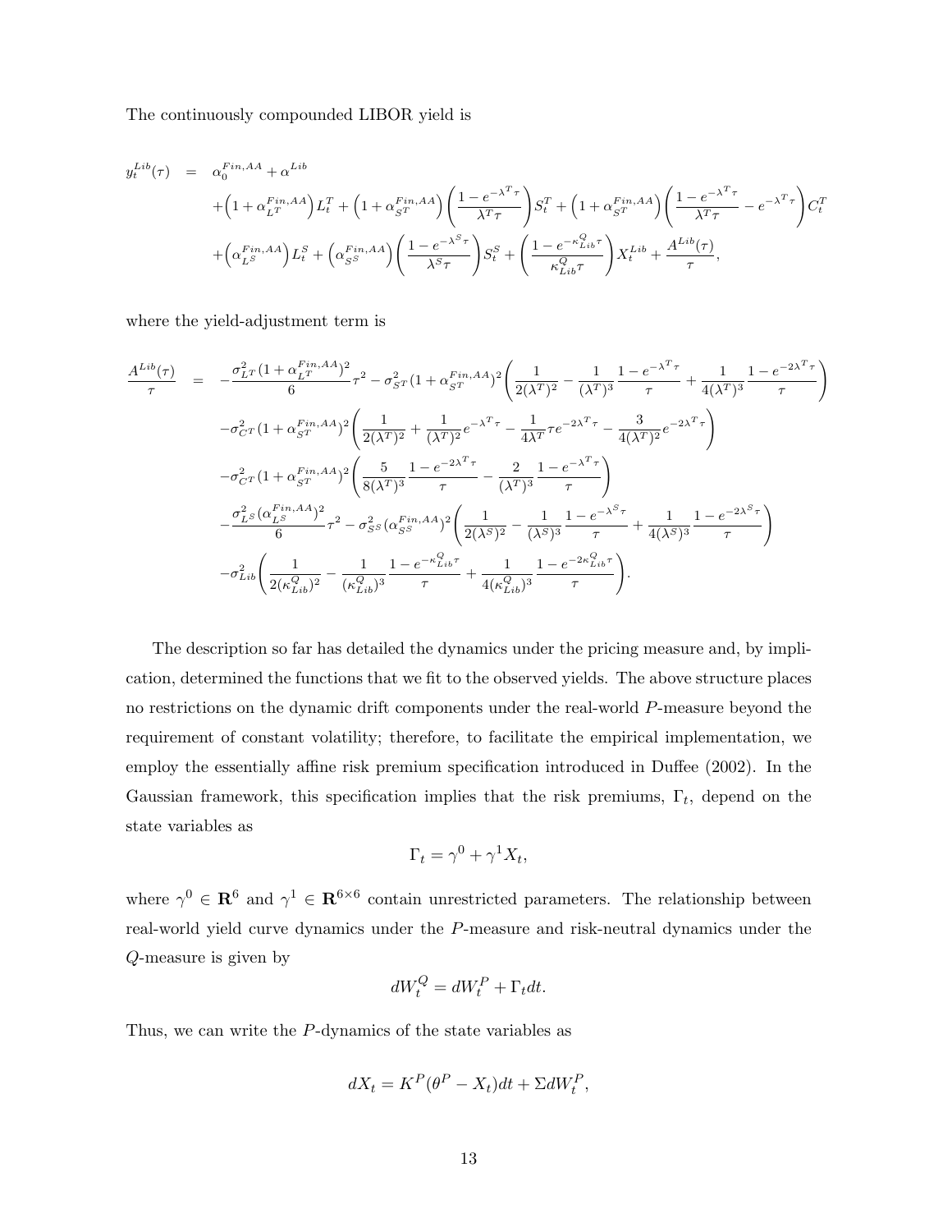The continuously compounded LIBOR yield is

$$
\begin{aligned}
y_t^{Lib}(\tau) &= \alpha_0^{Fin,AA} + \alpha^{Lib} \\
&+ \Big(1+\alpha_{L^T}^{Fin,AA}\Big) L_t^T + \Big(1+\alpha_{S^T}^{Fin,AA}\Big)\bigg(\frac{1-e^{-\lambda^T \tau}}{\lambda^T \tau}\bigg) S_t^T + \Big(1+\alpha_{S^T}^{Fin,AA}\Big)\bigg(\frac{1-e^{-\lambda^T \tau}}{\lambda^T \tau} - e^{-\lambda^T \tau}\bigg) C_t^T \\
&+ \Big(\alpha_{L^S}^{Fin,AA}\Big) L_t^S + \Big(\alpha_{S^S}^{Fin,AA}\Big)\bigg(\frac{1-e^{-\lambda^S \tau}}{\lambda^S \tau}\bigg) S_t^S + \bigg(\frac{1-e^{-\kappa_{Lib}^Q \tau}}{\kappa_{Lib}^Q \tau}\bigg) X_t^{Lib} + \frac{A^{Lib}(\tau)}{\tau},
\end{aligned}
$$

where the yield-adjustment term is

$$
\begin{aligned}
\frac{A^{Lib}(\tau)}{\tau} &= -\frac{\sigma_{L^T}^2 (1+\alpha_{L^T}^{Fin,AA})^2}{6}\tau^2 - \sigma_{S^T}^2 (1+\alpha_{S^T}^{Fin,AA})^2 \bigg( \frac{1}{2(\lambda^T)^2} - \frac{1}{(\lambda^T)^3}\frac{1-e^{-\lambda^T \tau}}{\tau} + \frac{1}{4(\lambda^T)^3}\frac{1-e^{-2\lambda^T \tau}}{\tau} \bigg) \\
&- \sigma_{C^T}^2 (1+\alpha_{S^T}^{Fin,AA})^2 \bigg( \frac{1}{2(\lambda^T)^2} + \frac{1}{(\lambda^T)^2} e^{-\lambda^T \tau} - \frac{1}{4\lambda^T}\tau e^{-2\lambda^T \tau} - \frac{3}{4(\lambda^T)^2} e^{-2\lambda^T \tau} \bigg) \\
&- \sigma_{C^T}^2 (1+\alpha_{S^T}^{Fin,AA})^2 \bigg( \frac{5}{8(\lambda^T)^3}\frac{1-e^{-2\lambda^T \tau}}{\tau} - \frac{2}{(\lambda^T)^3}\frac{1-e^{-\lambda^T \tau}}{\tau} \bigg) \\
&- \frac{\sigma_{L^S}^2 (\alpha_{L^S}^{Fin,AA})^2}{6}\tau^2 - \sigma_{S^S}^2 (\alpha_{S^S}^{Fin,AA})^2 \bigg( \frac{1}{2(\lambda^S)^2} - \frac{1}{(\lambda^S)^3}\frac{1-e^{-\lambda^S \tau}}{\tau} + \frac{1}{4(\lambda^S)^3}\frac{1-e^{-2\lambda^S \tau}}{\tau} \bigg) \\
&- \sigma_{Lib}^2 \bigg( \frac{1}{2(\kappa_{Lib}^Q)^2} - \frac{1}{(\kappa_{Lib}^Q)^3}\frac{1-e^{-\kappa_{Lib}^Q \tau}}{\tau} + \frac{1}{4(\kappa_{Lib}^Q)^3}\frac{1-e^{-2\kappa_{Lib}^Q \tau}}{\tau} \bigg).
\end{aligned}
$$

The description so far has detailed the dynamics under the pricing measure and, by implication, determined the functions that we fit to the observed yields. The above structure places no restrictions on the dynamic drift components under the real-world $P$-measure beyond the requirement of constant volatility; therefore, to facilitate the empirical implementation, we employ the essentially affine risk premium specification introduced in Duffee (2002). In the Gaussian framework, this specification implies that the risk premiums, $\Gamma_t$, depend on the state variables as

$$
\Gamma_t = \gamma^0 + \gamma^1 X_t,
$$

where $\gamma^0 \in \mathbf{R}^6$ and $\gamma^1 \in \mathbf{R}^{6\times 6}$ contain unrestricted parameters. The relationship between real-world yield curve dynamics under the $P$-measure and risk-neutral dynamics under the $Q$-measure is given by

$$
dW_t^Q = dW_t^P + \Gamma_t dt.
$$

Thus, we can write the $P$-dynamics of the state variables as

$$
dX_t = K^P(\theta^P - X_t)dt + \Sigma dW_t^P,
$$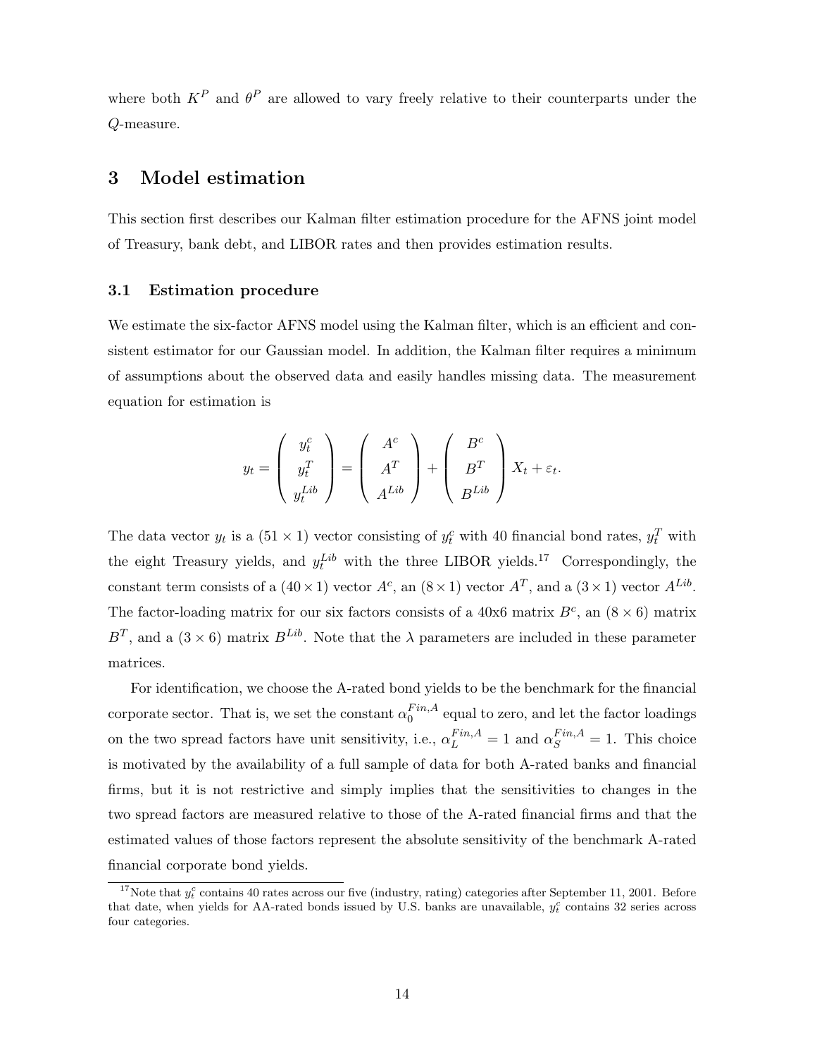where both $K^P$ and $\theta^P$ are allowed to vary freely relative to their counterparts under the $Q$-measure.

# 3 Model estimation

This section first describes our Kalman filter estimation procedure for the AFNS joint model of Treasury, bank debt, and LIBOR rates and then provides estimation results.

## 3.1 Estimation procedure

We estimate the six-factor AFNS model using the Kalman filter, which is an efficient and consistent estimator for our Gaussian model. In addition, the Kalman filter requires a minimum of assumptions about the observed data and easily handles missing data. The measurement equation for estimation is

$$y_t = \begin{pmatrix} y_t^c \\ y_t^T \\ y_t^{Lib} \end{pmatrix} = \begin{pmatrix} A^c \\ A^T \\ A^{Lib} \end{pmatrix} + \begin{pmatrix} B^c \\ B^T \\ B^{Lib} \end{pmatrix} X_t + \varepsilon_t.$$

The data vector $y_t$ is a $(51 \times 1)$ vector consisting of $y_t^c$ with 40 financial bond rates, $y_t^T$ with the eight Treasury yields, and $y_t^{Lib}$ with the three LIBOR yields.[17] Correspondingly, the constant term consists of a $(40 \times 1)$ vector $A^c$, an $(8 \times 1)$ vector $A^T$, and a $(3 \times 1)$ vector $A^{Lib}$. The factor-loading matrix for our six factors consists of a 40x6 matrix $B^c$, an $(8 \times 6)$ matrix $B^T$, and a $(3 \times 6)$ matrix $B^{Lib}$. Note that the $\lambda$ parameters are included in these parameter matrices.

For identification, we choose the A-rated bond yields to be the benchmark for the financial corporate sector. That is, we set the constant $\alpha_0^{Fin,A}$ equal to zero, and let the factor loadings on the two spread factors have unit sensitivity, i.e., $\alpha_L^{Fin,A} = 1$ and $\alpha_S^{Fin,A} = 1$. This choice is motivated by the availability of a full sample of data for both A-rated banks and financial firms, but it is not restrictive and simply implies that the sensitivities to changes in the two spread factors are measured relative to those of the A-rated financial firms and that the estimated values of those factors represent the absolute sensitivity of the benchmark A-rated financial corporate bond yields.

[17] Note that $y_t^c$ contains 40 rates across our five (industry, rating) categories after September 11, 2001. Before that date, when yields for AA-rated bonds issued by U.S. banks are unavailable, $y_t^c$ contains 32 series across four categories.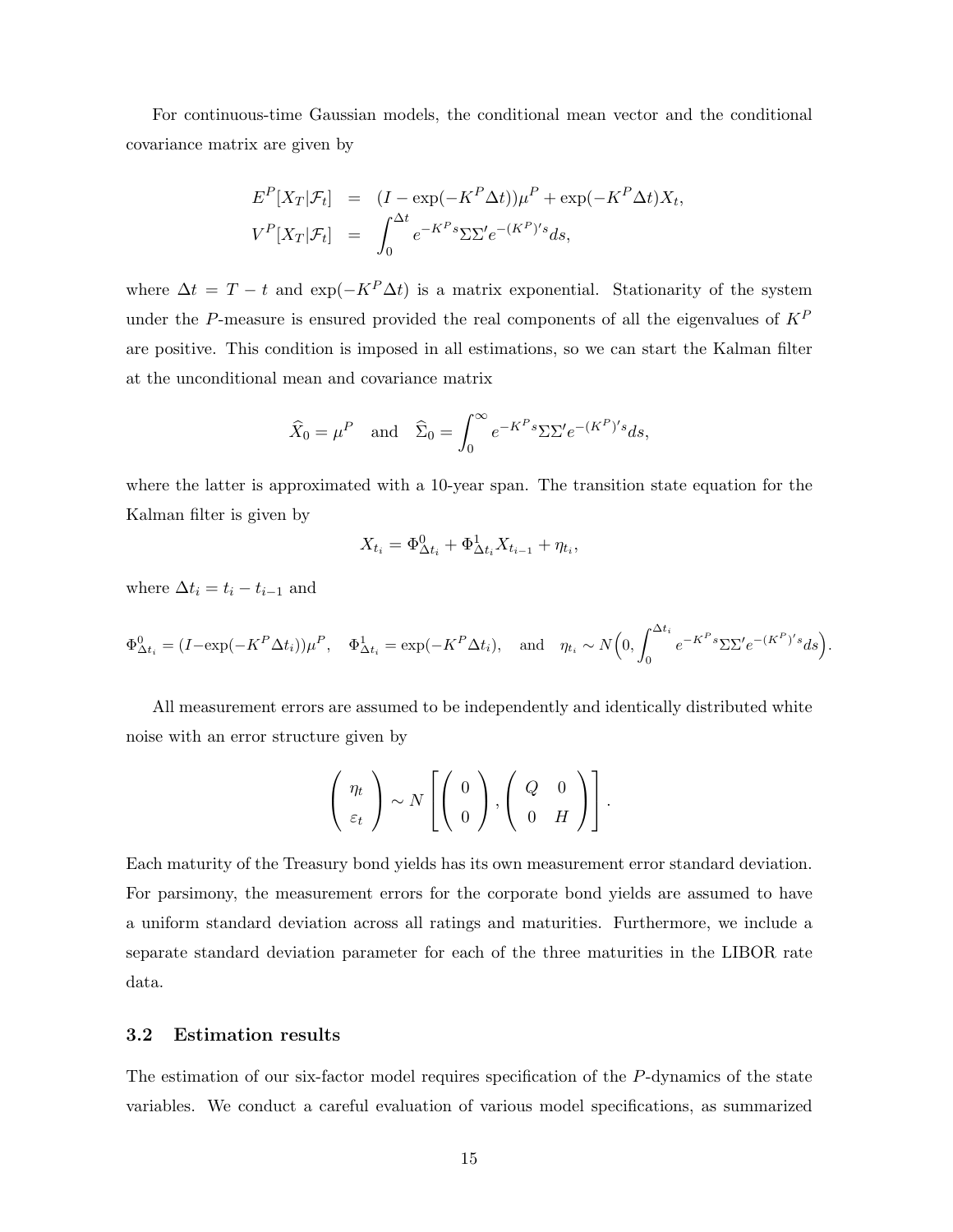For continuous-time Gaussian models, the conditional mean vector and the conditional covariance matrix are given by

$$
\begin{aligned}
E^P[X_T|\mathcal{F}_t] &= (I - \exp(-K^P \Delta t))\mu^P + \exp(-K^P \Delta t) X_t, \\
V^P[X_T|\mathcal{F}_t] &= \int_0^{\Delta t} e^{-K^P s} \Sigma \Sigma' e^{-(K^P)' s} ds,
\end{aligned}
$$

where $\Delta t = T - t$ and $\exp(-K^P \Delta t)$ is a matrix exponential. Stationarity of the system under the $P$-measure is ensured provided the real components of all the eigenvalues of $K^P$ are positive. This condition is imposed in all estimations, so we can start the Kalman filter at the unconditional mean and covariance matrix

$$
\widehat{X}_0 = \mu^P \quad \text{and} \quad \widehat{\Sigma}_0 = \int_0^{\infty} e^{-K^P s} \Sigma \Sigma' e^{-(K^P)' s} ds,
$$

where the latter is approximated with a 10-year span. The transition state equation for the Kalman filter is given by

$$
X_{t_i} = \Phi^0_{\Delta t_i} + \Phi^1_{\Delta t_i} X_{t_{i-1}} + \eta_{t_i},
$$

where $\Delta t_i = t_i - t_{i-1}$ and

$$
\Phi^0_{\Delta t_i} = (I - \exp(-K^P \Delta t_i))\mu^P, \quad \Phi^1_{\Delta t_i} = \exp(-K^P \Delta t_i), \quad \text{and} \quad \eta_{t_i} \sim N\Big(0, \int_0^{\Delta t_i} e^{-K^P s} \Sigma \Sigma' e^{-(K^P)' s} ds\Big).
$$

All measurement errors are assumed to be independently and identically distributed white noise with an error structure given by

$$
\begin{pmatrix} \eta_t \\ \varepsilon_t \end{pmatrix} \sim N\left[ \begin{pmatrix} 0 \\ 0 \end{pmatrix}, \begin{pmatrix} Q & 0 \\ 0 & H \end{pmatrix} \right].
$$

Each maturity of the Treasury bond yields has its own measurement error standard deviation. For parsimony, the measurement errors for the corporate bond yields are assumed to have a uniform standard deviation across all ratings and maturities. Furthermore, we include a separate standard deviation parameter for each of the three maturities in the LIBOR rate data.

## 3.2 Estimation results

The estimation of our six-factor model requires specification of the $P$-dynamics of the state variables. We conduct a careful evaluation of various model specifications, as summarized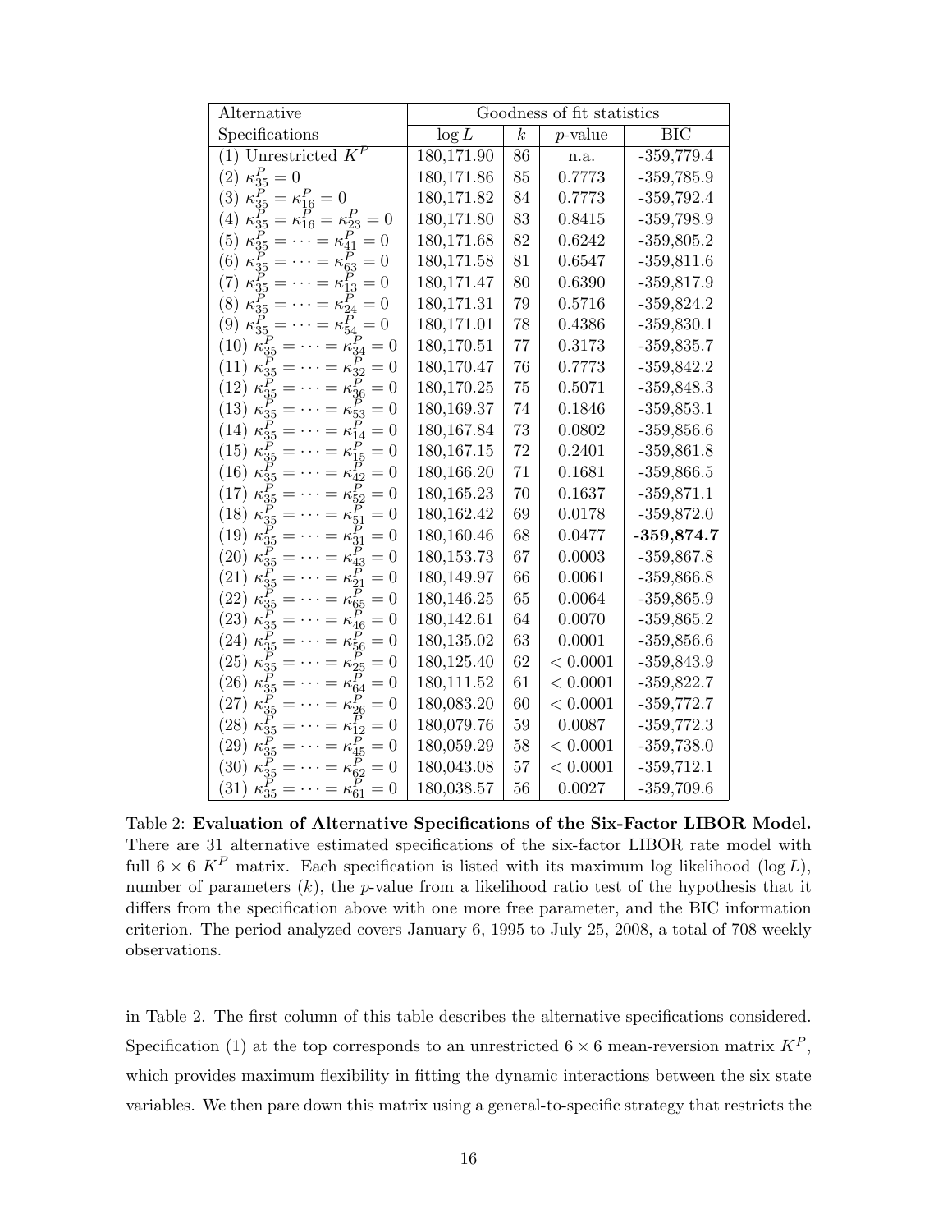| Alternative | Goodness of fit statistics | | | |
|---|---|---|---|---|
| Specifications | $\log L$ | $k$ | $p$-value | BIC |
| (1) Unrestricted $K^P$ | 180,171.90 | 86 | n.a. | -359,779.4 |
| (2) $\kappa^P_{35} = 0$ | 180,171.86 | 85 | 0.7773 | -359,785.9 |
| (3) $\kappa^P_{35} = \kappa^P_{16} = 0$ | 180,171.82 | 84 | 0.7773 | -359,792.4 |
| (4) $\kappa^P_{35} = \kappa^P_{16} = \kappa^P_{23} = 0$ | 180,171.80 | 83 | 0.8415 | -359,798.9 |
| (5) $\kappa^P_{35} = \cdots = \kappa^P_{41} = 0$ | 180,171.68 | 82 | 0.6242 | -359,805.2 |
| (6) $\kappa^P_{35} = \cdots = \kappa^P_{63} = 0$ | 180,171.58 | 81 | 0.6547 | -359,811.6 |
| (7) $\kappa^P_{35} = \cdots = \kappa^P_{13} = 0$ | 180,171.47 | 80 | 0.6390 | -359,817.9 |
| (8) $\kappa^P_{35} = \cdots = \kappa^P_{24} = 0$ | 180,171.31 | 79 | 0.5716 | -359,824.2 |
| (9) $\kappa^P_{35} = \cdots = \kappa^P_{54} = 0$ | 180,171.01 | 78 | 0.4386 | -359,830.1 |
| (10) $\kappa^P_{35} = \cdots = \kappa^P_{34} = 0$ | 180,170.51 | 77 | 0.3173 | -359,835.7 |
| (11) $\kappa^P_{35} = \cdots = \kappa^P_{32} = 0$ | 180,170.47 | 76 | 0.7773 | -359,842.2 |
| (12) $\kappa^P_{35} = \cdots = \kappa^P_{36} = 0$ | 180,170.25 | 75 | 0.5071 | -359,848.3 |
| (13) $\kappa^P_{35} = \cdots = \kappa^P_{53} = 0$ | 180,169.37 | 74 | 0.1846 | -359,853.1 |
| (14) $\kappa^P_{35} = \cdots = \kappa^P_{14} = 0$ | 180,167.84 | 73 | 0.0802 | -359,856.6 |
| (15) $\kappa^P_{35} = \cdots = \kappa^P_{15} = 0$ | 180,167.15 | 72 | 0.2401 | -359,861.8 |
| (16) $\kappa^P_{35} = \cdots = \kappa^P_{42} = 0$ | 180,166.20 | 71 | 0.1681 | -359,866.5 |
| (17) $\kappa^P_{35} = \cdots = \kappa^P_{52} = 0$ | 180,165.23 | 70 | 0.1637 | -359,871.1 |
| (18) $\kappa^P_{35} = \cdots = \kappa^P_{51} = 0$ | 180,162.42 | 69 | 0.0178 | -359,872.0 |
| (19) $\kappa^P_{35} = \cdots = \kappa^P_{31} = 0$ | 180,160.46 | 68 | 0.0477 | **-359,874.7** |
| (20) $\kappa^P_{35} = \cdots = \kappa^P_{43} = 0$ | 180,153.73 | 67 | 0.0003 | -359,867.8 |
| (21) $\kappa^P_{35} = \cdots = \kappa^P_{21} = 0$ | 180,149.97 | 66 | 0.0061 | -359,866.8 |
| (22) $\kappa^P_{35} = \cdots = \kappa^P_{65} = 0$ | 180,146.25 | 65 | 0.0064 | -359,865.9 |
| (23) $\kappa^P_{35} = \cdots = \kappa^P_{46} = 0$ | 180,142.61 | 64 | 0.0070 | -359,865.2 |
| (24) $\kappa^P_{35} = \cdots = \kappa^P_{56} = 0$ | 180,135.02 | 63 | 0.0001 | -359,856.6 |
| (25) $\kappa^P_{35} = \cdots = \kappa^P_{25} = 0$ | 180,125.40 | 62 | $< 0.0001$ | -359,843.9 |
| (26) $\kappa^P_{35} = \cdots = \kappa^P_{64} = 0$ | 180,111.52 | 61 | $< 0.0001$ | -359,822.7 |
| (27) $\kappa^P_{35} = \cdots = \kappa^P_{26} = 0$ | 180,083.20 | 60 | $< 0.0001$ | -359,772.7 |
| (28) $\kappa^P_{35} = \cdots = \kappa^P_{12} = 0$ | 180,079.76 | 59 | 0.0087 | -359,772.3 |
| (29) $\kappa^P_{35} = \cdots = \kappa^P_{45} = 0$ | 180,059.29 | 58 | $< 0.0001$ | -359,738.0 |
| (30) $\kappa^P_{35} = \cdots = \kappa^P_{62} = 0$ | 180,043.08 | 57 | $< 0.0001$ | -359,712.1 |
| (31) $\kappa^P_{35} = \cdots = \kappa^P_{61} = 0$ | 180,038.57 | 56 | 0.0027 | -359,709.6 |

Table 2: **Evaluation of Alternative Specifications of the Six-Factor LIBOR Model.** There are 31 alternative estimated specifications of the six-factor LIBOR rate model with full $6 \times 6$ $K^P$ matrix. Each specification is listed with its maximum log likelihood ($\log L$), number of parameters ($k$), the $p$-value from a likelihood ratio test of the hypothesis that it differs from the specification above with one more free parameter, and the BIC information criterion. The period analyzed covers January 6, 1995 to July 25, 2008, a total of 708 weekly observations.

in Table 2. The first column of this table describes the alternative specifications considered. Specification (1) at the top corresponds to an unrestricted $6 \times 6$ mean-reversion matrix $K^P$, which provides maximum flexibility in fitting the dynamic interactions between the six state variables. We then pare down this matrix using a general-to-specific strategy that restricts the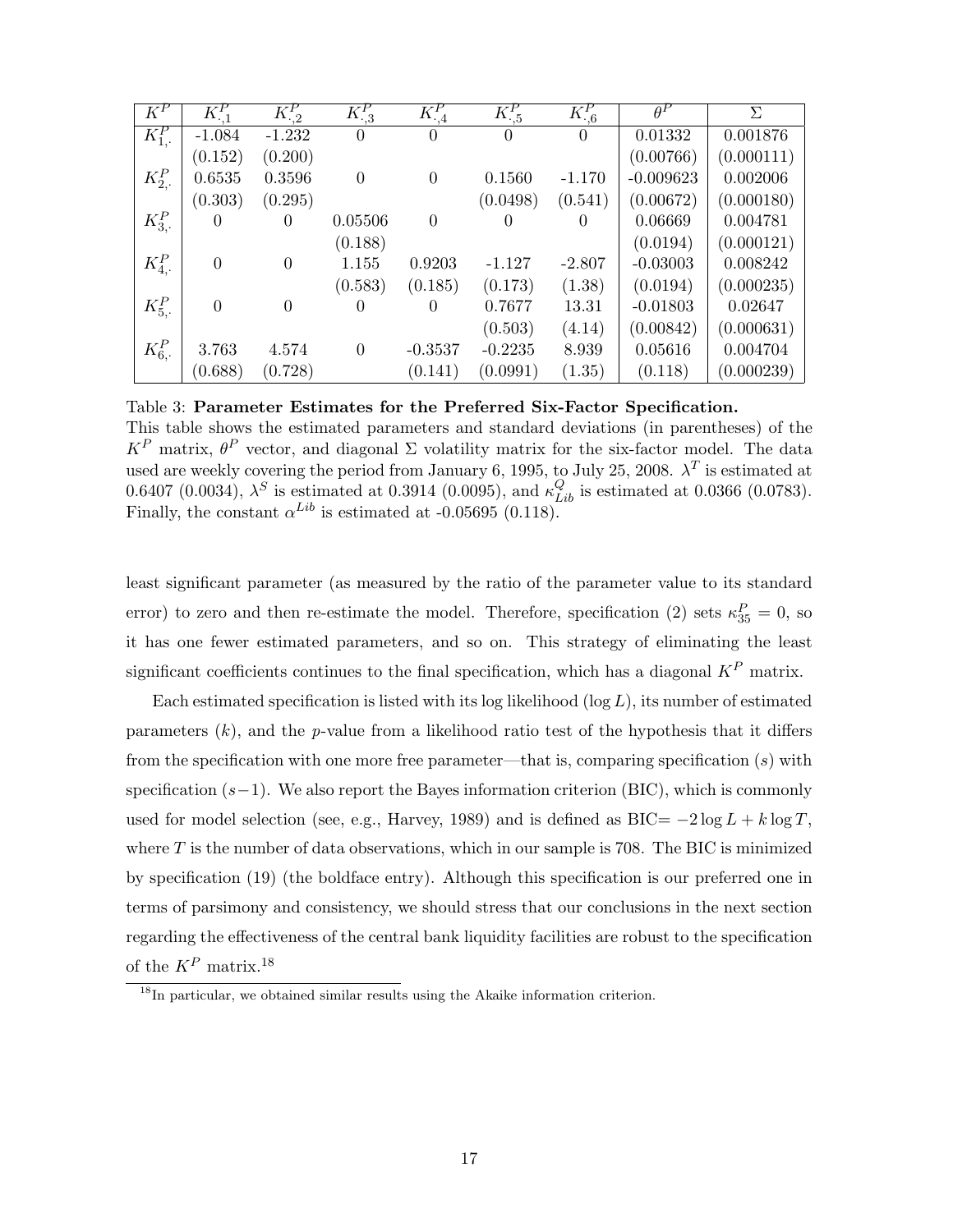| $K^P$ | $K^P_{\cdot,1}$ | $K^P_{\cdot,2}$ | $K^P_{\cdot,3}$ | $K^P_{\cdot,4}$ | $K^P_{\cdot,5}$ | $K^P_{\cdot,6}$ | $\theta^P$ | $\Sigma$ |
|---|---|---|---|---|---|---|---|---|
| $K^P_{1,\cdot}$ | -1.084 | -1.232 | 0 | 0 | 0 | 0 | 0.01332 | 0.001876 |
| | (0.152) | (0.200) | | | | | (0.00766) | (0.000111) |
| $K^P_{2,\cdot}$ | 0.6535 | 0.3596 | 0 | 0 | 0.1560 | -1.170 | -0.009623 | 0.002006 |
| | (0.303) | (0.295) | | | (0.0498) | (0.541) | (0.00672) | (0.000180) |
| $K^P_{3,\cdot}$ | 0 | 0 | 0.05506 | 0 | 0 | 0 | 0.06669 | 0.004781 |
| | | | (0.188) | | | | (0.0194) | (0.000121) |
| $K^P_{4,\cdot}$ | 0 | 0 | 1.155 | 0.9203 | -1.127 | -2.807 | -0.03003 | 0.008242 |
| | | | (0.583) | (0.185) | (0.173) | (1.38) | (0.0194) | (0.000235) |
| $K^P_{5,\cdot}$ | 0 | 0 | 0 | 0 | 0.7677 | 13.31 | -0.01803 | 0.02647 |
| | | | | | (0.503) | (4.14) | (0.00842) | (0.000631) |
| $K^P_{6,\cdot}$ | 3.763 | 4.574 | 0 | -0.3537 | -0.2235 | 8.939 | 0.05616 | 0.004704 |
| | (0.688) | (0.728) | | (0.141) | (0.0991) | (1.35) | (0.118) | (0.000239) |

Table 3: **Parameter Estimates for the Preferred Six-Factor Specification.** This table shows the estimated parameters and standard deviations (in parentheses) of the $K^P$ matrix, $\theta^P$ vector, and diagonal $\Sigma$ volatility matrix for the six-factor model. The data used are weekly covering the period from January 6, 1995, to July 25, 2008. $\lambda^T$ is estimated at 0.6407 (0.0034), $\lambda^S$ is estimated at 0.3914 (0.0095), and $\kappa^Q_{Lib}$ is estimated at 0.0366 (0.0783). Finally, the constant $\alpha^{Lib}$ is estimated at -0.05695 (0.118).

least significant parameter (as measured by the ratio of the parameter value to its standard error) to zero and then re-estimate the model. Therefore, specification (2) sets $\kappa^P_{35} = 0$, so it has one fewer estimated parameters, and so on. This strategy of eliminating the least significant coefficients continues to the final specification, which has a diagonal $K^P$ matrix.

Each estimated specification is listed with its log likelihood ($\log L$), its number of estimated parameters ($k$), and the $p$-value from a likelihood ratio test of the hypothesis that it differs from the specification with one more free parameter—that is, comparing specification ($s$) with specification ($s-1$). We also report the Bayes information criterion (BIC), which is commonly used for model selection (see, e.g., Harvey, 1989) and is defined as BIC$= -2\log L + k \log T$, where $T$ is the number of data observations, which in our sample is 708. The BIC is minimized by specification (19) (the boldface entry). Although this specification is our preferred one in terms of parsimony and consistency, we should stress that our conclusions in the next section regarding the effectiveness of the central bank liquidity facilities are robust to the specification of the $K^P$ matrix.[18]

[18] In particular, we obtained similar results using the Akaike information criterion.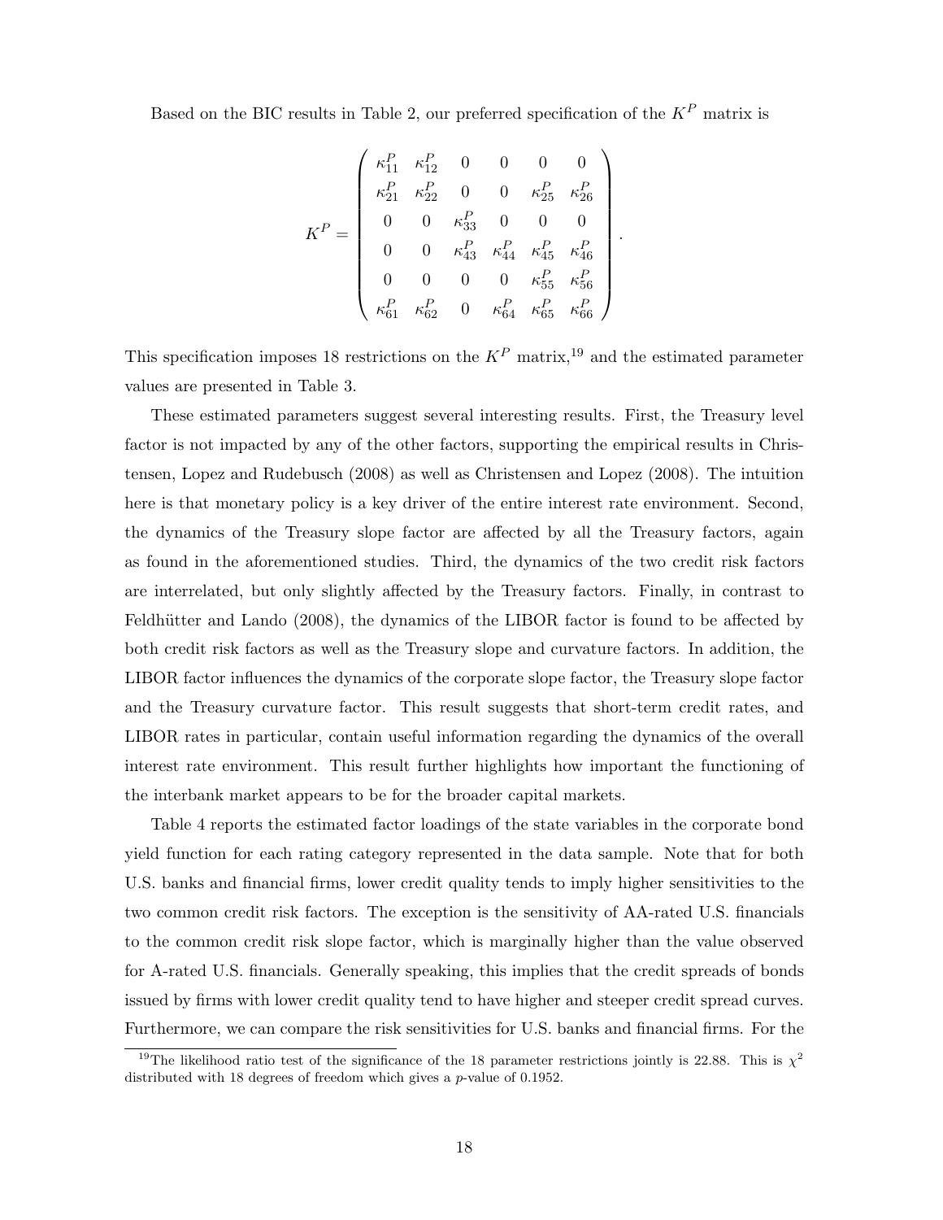Based on the BIC results in Table 2, our preferred specification of the $K^P$ matrix is

$$K^P = \begin{pmatrix} \kappa_{11}^P & \kappa_{12}^P & 0 & 0 & 0 & 0 \\ \kappa_{21}^P & \kappa_{22}^P & 0 & 0 & \kappa_{25}^P & \kappa_{26}^P \\ 0 & 0 & \kappa_{33}^P & 0 & 0 & 0 \\ 0 & 0 & \kappa_{43}^P & \kappa_{44}^P & \kappa_{45}^P & \kappa_{46}^P \\ 0 & 0 & 0 & 0 & \kappa_{55}^P & \kappa_{56}^P \\ \kappa_{61}^P & \kappa_{62}^P & 0 & \kappa_{64}^P & \kappa_{65}^P & \kappa_{66}^P \end{pmatrix}.$$

This specification imposes 18 restrictions on the $K^P$ matrix,[19] and the estimated parameter values are presented in Table 3.

These estimated parameters suggest several interesting results. First, the Treasury level factor is not impacted by any of the other factors, supporting the empirical results in Christensen, Lopez and Rudebusch (2008) as well as Christensen and Lopez (2008). The intuition here is that monetary policy is a key driver of the entire interest rate environment. Second, the dynamics of the Treasury slope factor are affected by all the Treasury factors, again as found in the aforementioned studies. Third, the dynamics of the two credit risk factors are interrelated, but only slightly affected by the Treasury factors. Finally, in contrast to Feldhütter and Lando (2008), the dynamics of the LIBOR factor is found to be affected by both credit risk factors as well as the Treasury slope and curvature factors. In addition, the LIBOR factor influences the dynamics of the corporate slope factor, the Treasury slope factor and the Treasury curvature factor. This result suggests that short-term credit rates, and LIBOR rates in particular, contain useful information regarding the dynamics of the overall interest rate environment. This result further highlights how important the functioning of the interbank market appears to be for the broader capital markets.

Table 4 reports the estimated factor loadings of the state variables in the corporate bond yield function for each rating category represented in the data sample. Note that for both U.S. banks and financial firms, lower credit quality tends to imply higher sensitivities to the two common credit risk factors. The exception is the sensitivity of AA-rated U.S. financials to the common credit risk slope factor, which is marginally higher than the value observed for A-rated U.S. financials. Generally speaking, this implies that the credit spreads of bonds issued by firms with lower credit quality tend to have higher and steeper credit spread curves. Furthermore, we can compare the risk sensitivities for U.S. banks and financial firms. For the

[19] The likelihood ratio test of the significance of the 18 parameter restrictions jointly is 22.88. This is $\chi^2$ distributed with 18 degrees of freedom which gives a $p$-value of 0.1952.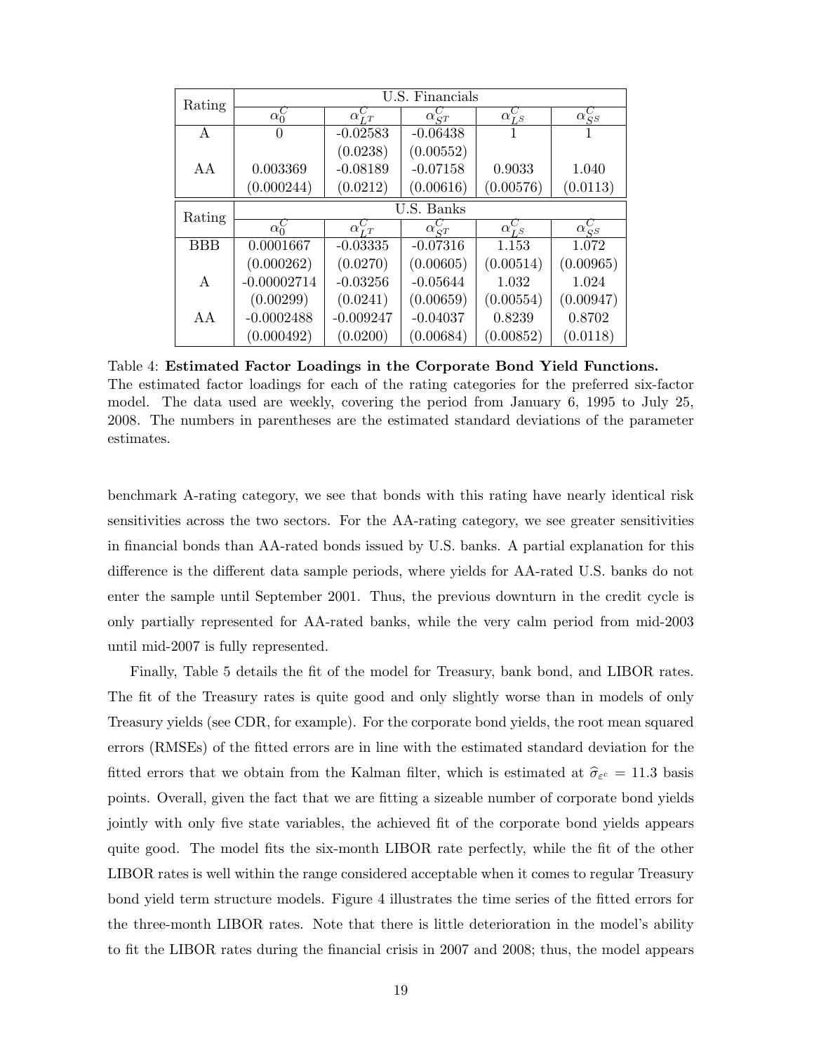| Rating | U.S. Financials | | | | |
|---|---|---|---|---|---|
| | $\alpha_0^C$ | $\alpha_{LT}^C$ | $\alpha_{ST}^C$ | $\alpha_{LS}^C$ | $\alpha_{SS}^C$ |
| A | 0 | -0.02583 | -0.06438 | 1 | 1 |
| | | (0.0238) | (0.00552) | | |
| AA | 0.003369 | -0.08189 | -0.07158 | 0.9033 | 1.040 |
| | (0.000244) | (0.0212) | (0.00616) | (0.00576) | (0.0113) |

| Rating | U.S. Banks | | | | |
|---|---|---|---|---|---|
| | $\alpha_0^C$ | $\alpha_{LT}^C$ | $\alpha_{ST}^C$ | $\alpha_{LS}^C$ | $\alpha_{SS}^C$ |
| BBB | 0.0001667 | -0.03335 | -0.07316 | 1.153 | 1.072 |
| | (0.000262) | (0.0270) | (0.00605) | (0.00514) | (0.00965) |
| A | -0.00002714 | -0.03256 | -0.05644 | 1.032 | 1.024 |
| | (0.00299) | (0.0241) | (0.00659) | (0.00554) | (0.00947) |
| AA | -0.0002488 | -0.009247 | -0.04037 | 0.8239 | 0.8702 |
| | (0.000492) | (0.0200) | (0.00684) | (0.00852) | (0.0118) |

Table 4: **Estimated Factor Loadings in the Corporate Bond Yield Functions.** The estimated factor loadings for each of the rating categories for the preferred six-factor model. The data used are weekly, covering the period from January 6, 1995 to July 25, 2008. The numbers in parentheses are the estimated standard deviations of the parameter estimates.

benchmark A-rating category, we see that bonds with this rating have nearly identical risk sensitivities across the two sectors. For the AA-rating category, we see greater sensitivities in financial bonds than AA-rated bonds issued by U.S. banks. A partial explanation for this difference is the different data sample periods, where yields for AA-rated U.S. banks do not enter the sample until September 2001. Thus, the previous downturn in the credit cycle is only partially represented for AA-rated banks, while the very calm period from mid-2003 until mid-2007 is fully represented.

Finally, Table 5 details the fit of the model for Treasury, bank bond, and LIBOR rates. The fit of the Treasury rates is quite good and only slightly worse than in models of only Treasury yields (see CDR, for example). For the corporate bond yields, the root mean squared errors (RMSEs) of the fitted errors are in line with the estimated standard deviation for the fitted errors that we obtain from the Kalman filter, which is estimated at $\widehat{\sigma}_{\varepsilon^c} = 11.3$ basis points. Overall, given the fact that we are fitting a sizeable number of corporate bond yields jointly with only five state variables, the achieved fit of the corporate bond yields appears quite good. The model fits the six-month LIBOR rate perfectly, while the fit of the other LIBOR rates is well within the range considered acceptable when it comes to regular Treasury bond yield term structure models. Figure 4 illustrates the time series of the fitted errors for the three-month LIBOR rates. Note that there is little deterioration in the model's ability to fit the LIBOR rates during the financial crisis in 2007 and 2008; thus, the model appears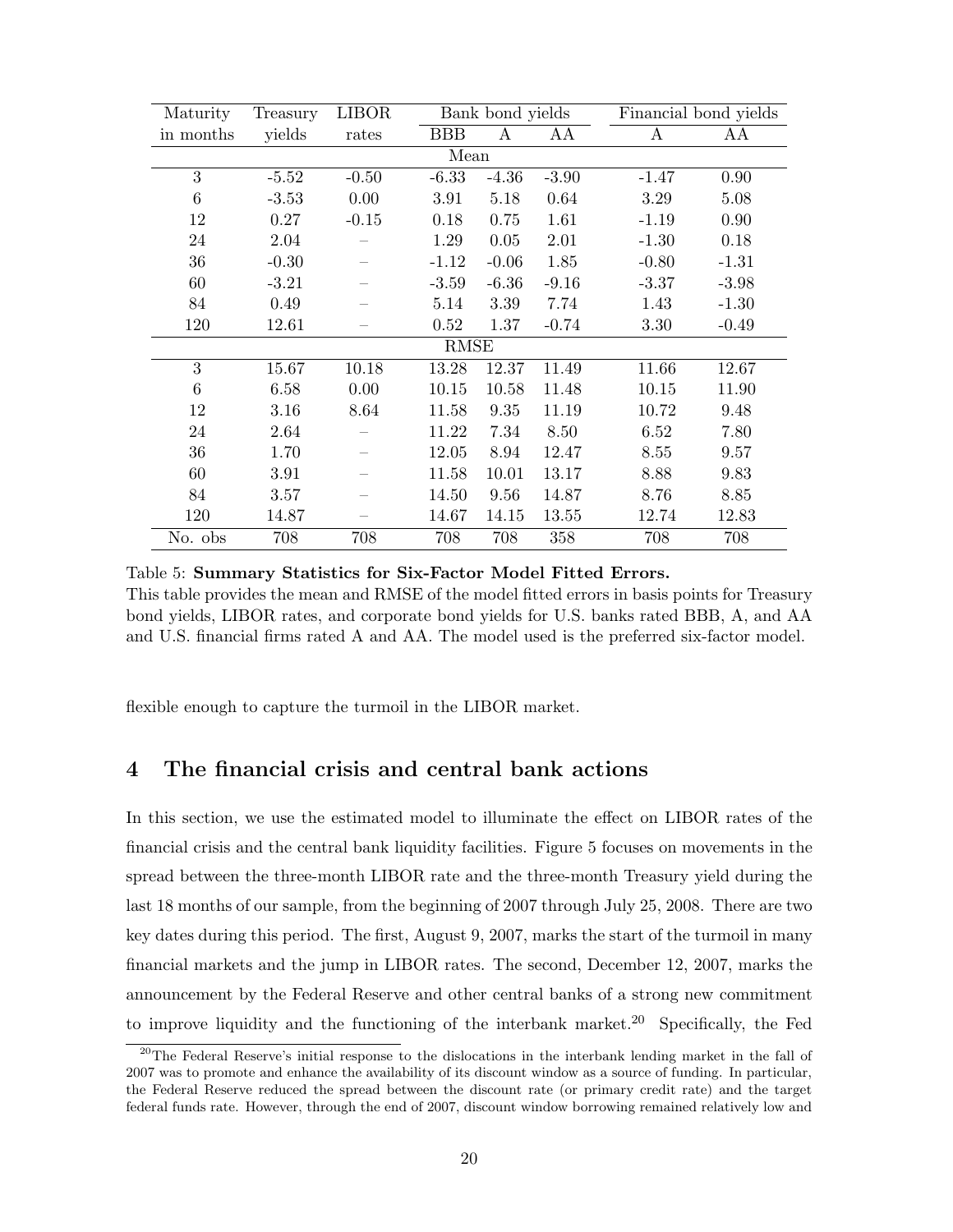| Maturity | Treasury | LIBOR | Bank bond yields | | | Financial bond yields | |
|---|---|---|---|---|---|---|---|
| in months | yields | rates | BBB | A | AA | A | AA |
| | | | Mean | | | | |
| 3 | -5.52 | -0.50 | -6.33 | -4.36 | -3.90 | -1.47 | 0.90 |
| 6 | -3.53 | 0.00 | 3.91 | 5.18 | 0.64 | 3.29 | 5.08 |
| 12 | 0.27 | -0.15 | 0.18 | 0.75 | 1.61 | -1.19 | 0.90 |
| 24 | 2.04 | – | 1.29 | 0.05 | 2.01 | -1.30 | 0.18 |
| 36 | -0.30 | – | -1.12 | -0.06 | 1.85 | -0.80 | -1.31 |
| 60 | -3.21 | – | -3.59 | -6.36 | -9.16 | -3.37 | -3.98 |
| 84 | 0.49 | – | 5.14 | 3.39 | 7.74 | 1.43 | -1.30 |
| 120 | 12.61 | – | 0.52 | 1.37 | -0.74 | 3.30 | -0.49 |
| | | | RMSE | | | | |
| 3 | 15.67 | 10.18 | 13.28 | 12.37 | 11.49 | 11.66 | 12.67 |
| 6 | 6.58 | 0.00 | 10.15 | 10.58 | 11.48 | 10.15 | 11.90 |
| 12 | 3.16 | 8.64 | 11.58 | 9.35 | 11.19 | 10.72 | 9.48 |
| 24 | 2.64 | – | 11.22 | 7.34 | 8.50 | 6.52 | 7.80 |
| 36 | 1.70 | – | 12.05 | 8.94 | 12.47 | 8.55 | 9.57 |
| 60 | 3.91 | – | 11.58 | 10.01 | 13.17 | 8.88 | 9.83 |
| 84 | 3.57 | – | 14.50 | 9.56 | 14.87 | 8.76 | 8.85 |
| 120 | 14.87 | – | 14.67 | 14.15 | 13.55 | 12.74 | 12.83 |
| No. obs | 708 | 708 | 708 | 708 | 358 | 708 | 708 |

Table 5: **Summary Statistics for Six-Factor Model Fitted Errors.**
This table provides the mean and RMSE of the model fitted errors in basis points for Treasury bond yields, LIBOR rates, and corporate bond yields for U.S. banks rated BBB, A, and AA and U.S. financial firms rated A and AA. The model used is the preferred six-factor model.

flexible enough to capture the turmoil in the LIBOR market.

## 4 The financial crisis and central bank actions

In this section, we use the estimated model to illuminate the effect on LIBOR rates of the financial crisis and the central bank liquidity facilities. Figure 5 focuses on movements in the spread between the three-month LIBOR rate and the three-month Treasury yield during the last 18 months of our sample, from the beginning of 2007 through July 25, 2008. There are two key dates during this period. The first, August 9, 2007, marks the start of the turmoil in many financial markets and the jump in LIBOR rates. The second, December 12, 2007, marks the announcement by the Federal Reserve and other central banks of a strong new commitment to improve liquidity and the functioning of the interbank market.[20] Specifically, the Fed

[20] The Federal Reserve's initial response to the dislocations in the interbank lending market in the fall of 2007 was to promote and enhance the availability of its discount window as a source of funding. In particular, the Federal Reserve reduced the spread between the discount rate (or primary credit rate) and the target federal funds rate. However, through the end of 2007, discount window borrowing remained relatively low and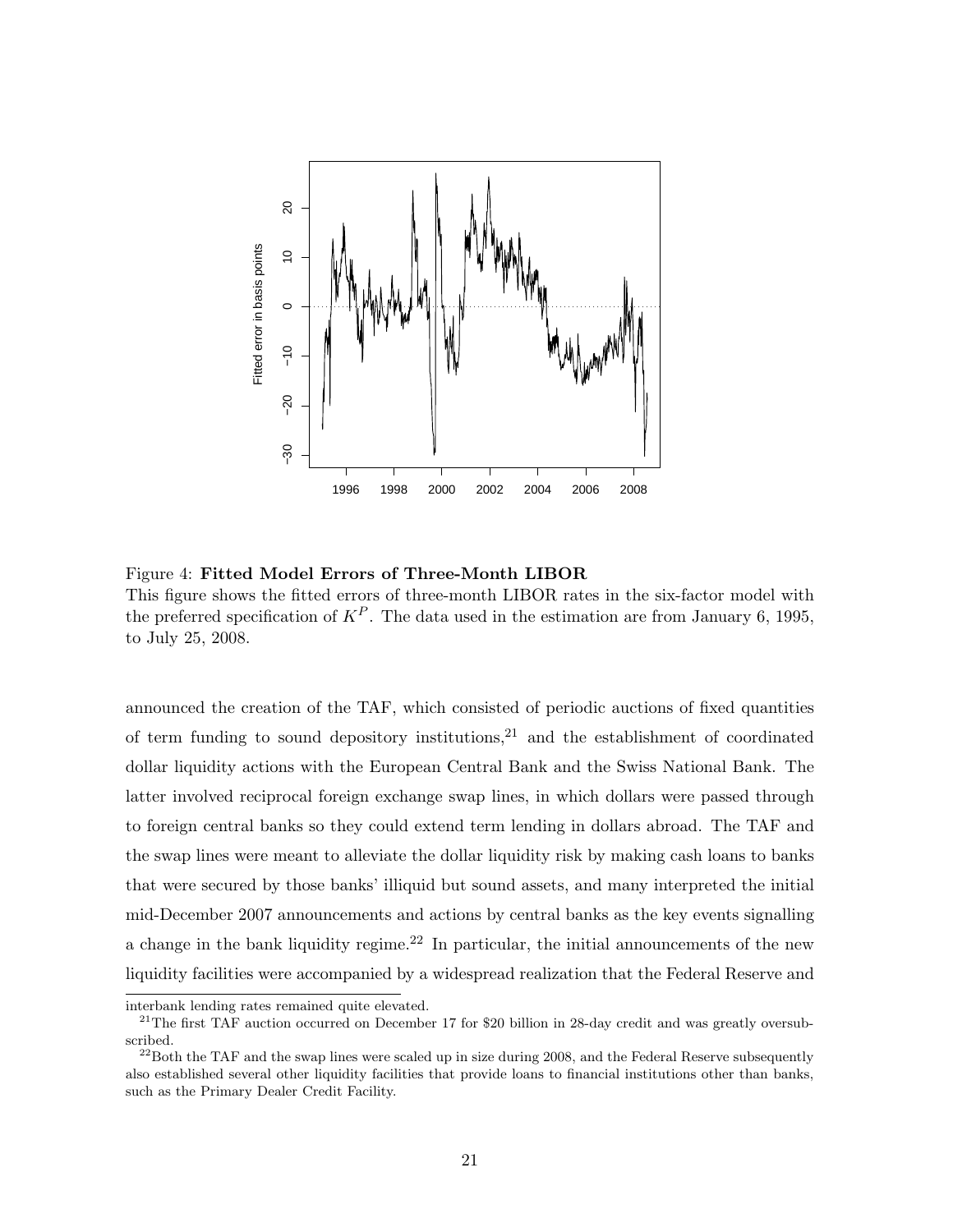Figure 4: **Fitted Model Errors of Three-Month LIBOR**
This figure shows the fitted errors of three-month LIBOR rates in the six-factor model with the preferred specification of $K^P$. The data used in the estimation are from January 6, 1995, to July 25, 2008.

announced the creation of the TAF, which consisted of periodic auctions of fixed quantities of term funding to sound depository institutions,[21] and the establishment of coordinated dollar liquidity actions with the European Central Bank and the Swiss National Bank. The latter involved reciprocal foreign exchange swap lines, in which dollars were passed through to foreign central banks so they could extend term lending in dollars abroad. The TAF and the swap lines were meant to alleviate the dollar liquidity risk by making cash loans to banks that were secured by those banks' illiquid but sound assets, and many interpreted the initial mid-December 2007 announcements and actions by central banks as the key events signalling a change in the bank liquidity regime.[22] In particular, the initial announcements of the new liquidity facilities were accompanied by a widespread realization that the Federal Reserve and

interbank lending rates remained quite elevated.

[21] The first TAF auction occurred on December 17 for $20 billion in 28-day credit and was greatly oversubscribed.

[22] Both the TAF and the swap lines were scaled up in size during 2008, and the Federal Reserve subsequently also established several other liquidity facilities that provide loans to financial institutions other than banks, such as the Primary Dealer Credit Facility.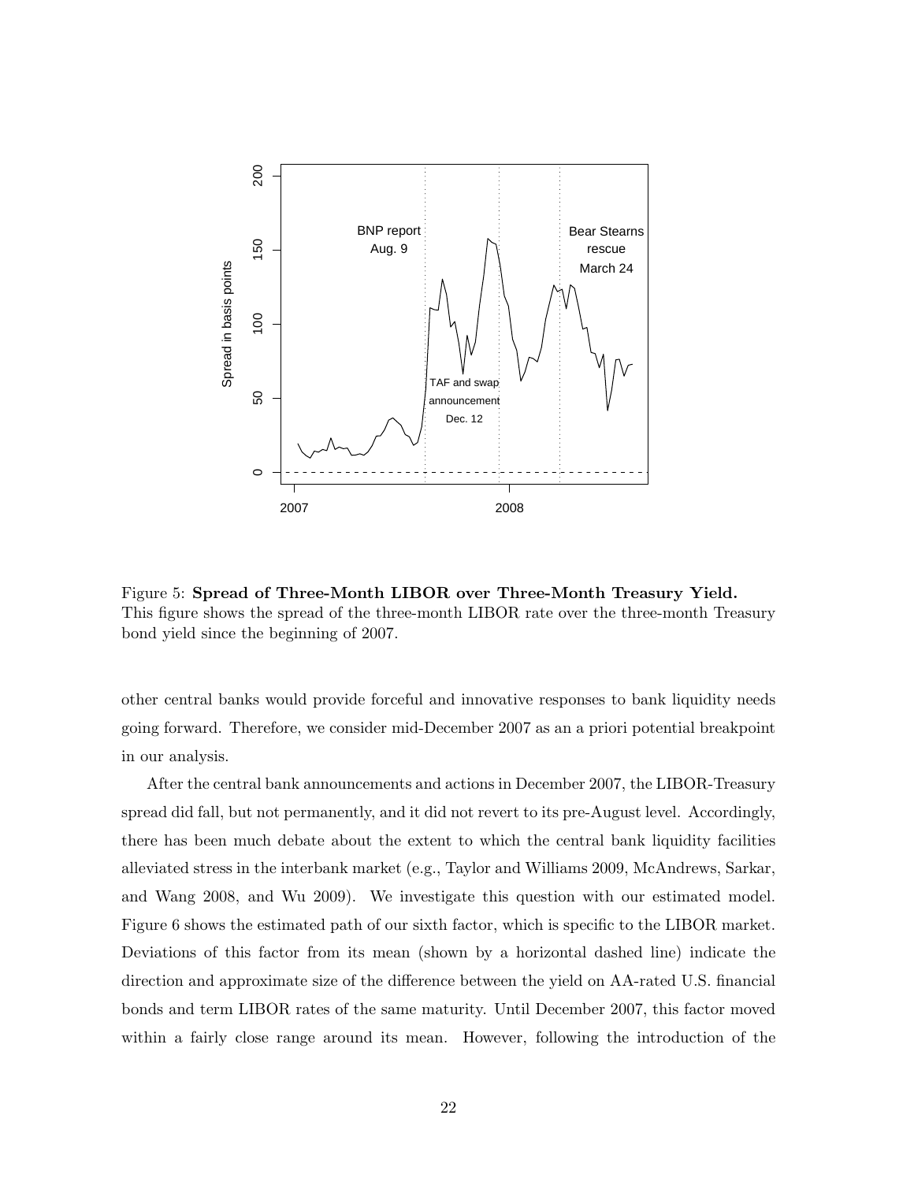Figure 5: **Spread of Three-Month LIBOR over Three-Month Treasury Yield.** This figure shows the spread of the three-month LIBOR rate over the three-month Treasury bond yield since the beginning of 2007.

other central banks would provide forceful and innovative responses to bank liquidity needs going forward. Therefore, we consider mid-December 2007 as an a priori potential breakpoint in our analysis.

After the central bank announcements and actions in December 2007, the LIBOR-Treasury spread did fall, but not permanently, and it did not revert to its pre-August level. Accordingly, there has been much debate about the extent to which the central bank liquidity facilities alleviated stress in the interbank market (e.g., Taylor and Williams 2009, McAndrews, Sarkar, and Wang 2008, and Wu 2009). We investigate this question with our estimated model. Figure 6 shows the estimated path of our sixth factor, which is specific to the LIBOR market. Deviations of this factor from its mean (shown by a horizontal dashed line) indicate the direction and approximate size of the difference between the yield on AA-rated U.S. financial bonds and term LIBOR rates of the same maturity. Until December 2007, this factor moved within a fairly close range around its mean. However, following the introduction of the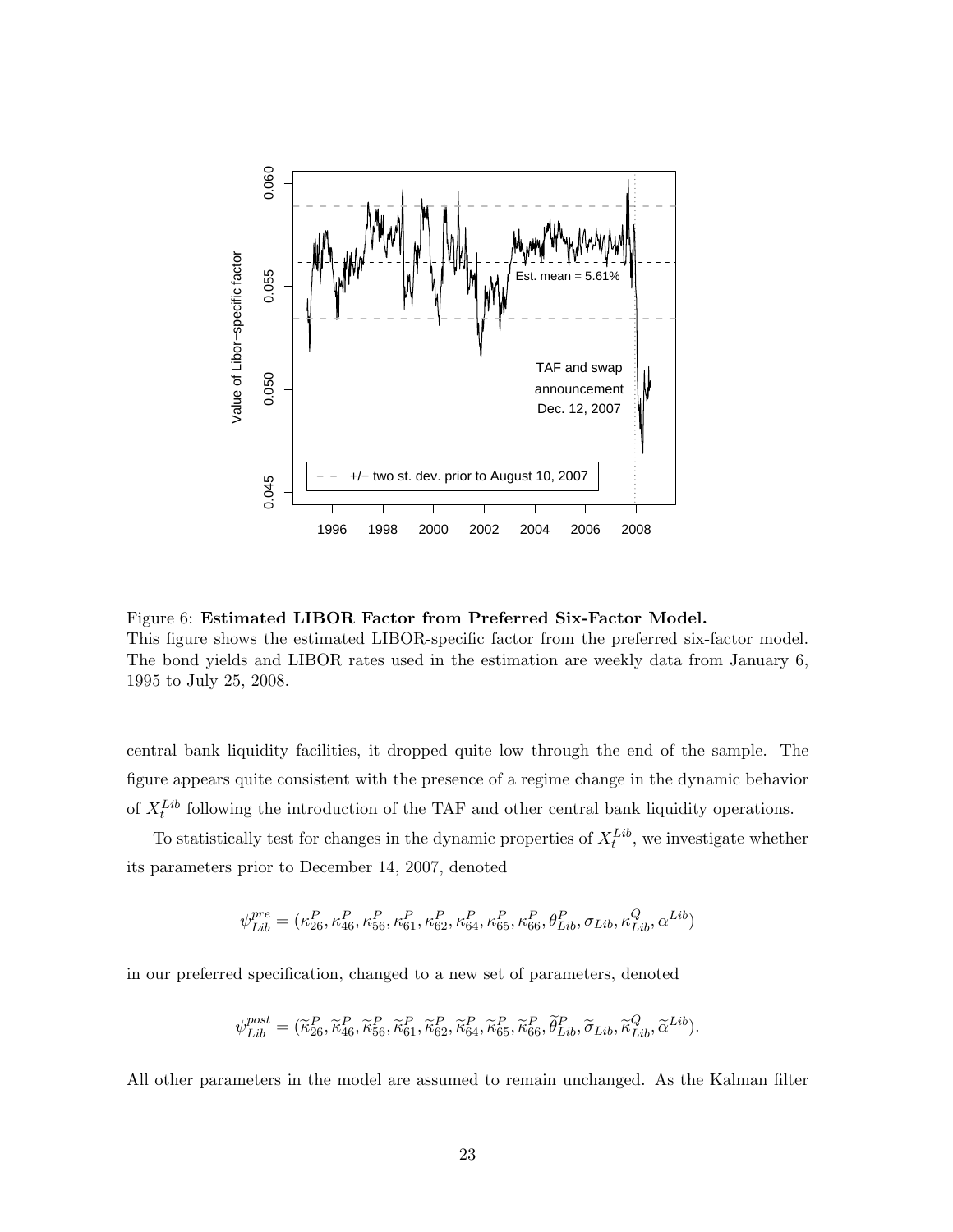Figure 6: **Estimated LIBOR Factor from Preferred Six-Factor Model.**
This figure shows the estimated LIBOR-specific factor from the preferred six-factor model. The bond yields and LIBOR rates used in the estimation are weekly data from January 6, 1995 to July 25, 2008.

central bank liquidity facilities, it dropped quite low through the end of the sample. The figure appears quite consistent with the presence of a regime change in the dynamic behavior of $X_t^{Lib}$ following the introduction of the TAF and other central bank liquidity operations.

To statistically test for changes in the dynamic properties of $X_t^{Lib}$, we investigate whether its parameters prior to December 14, 2007, denoted

$$\psi_{Lib}^{pre} = (\kappa_{26}^P, \kappa_{46}^P, \kappa_{56}^P, \kappa_{61}^P, \kappa_{62}^P, \kappa_{64}^P, \kappa_{65}^P, \kappa_{66}^P, \theta_{Lib}^P, \sigma_{Lib}, \kappa_{Lib}^Q, \alpha^{Lib})$$

in our preferred specification, changed to a new set of parameters, denoted

$$\psi_{Lib}^{post} = (\widetilde{\kappa}_{26}^P, \widetilde{\kappa}_{46}^P, \widetilde{\kappa}_{56}^P, \widetilde{\kappa}_{61}^P, \widetilde{\kappa}_{62}^P, \widetilde{\kappa}_{64}^P, \widetilde{\kappa}_{65}^P, \widetilde{\kappa}_{66}^P, \widetilde{\theta}_{Lib}^P, \widetilde{\sigma}_{Lib}, \widetilde{\kappa}_{Lib}^Q, \widetilde{\alpha}^{Lib}).$$

All other parameters in the model are assumed to remain unchanged. As the Kalman filter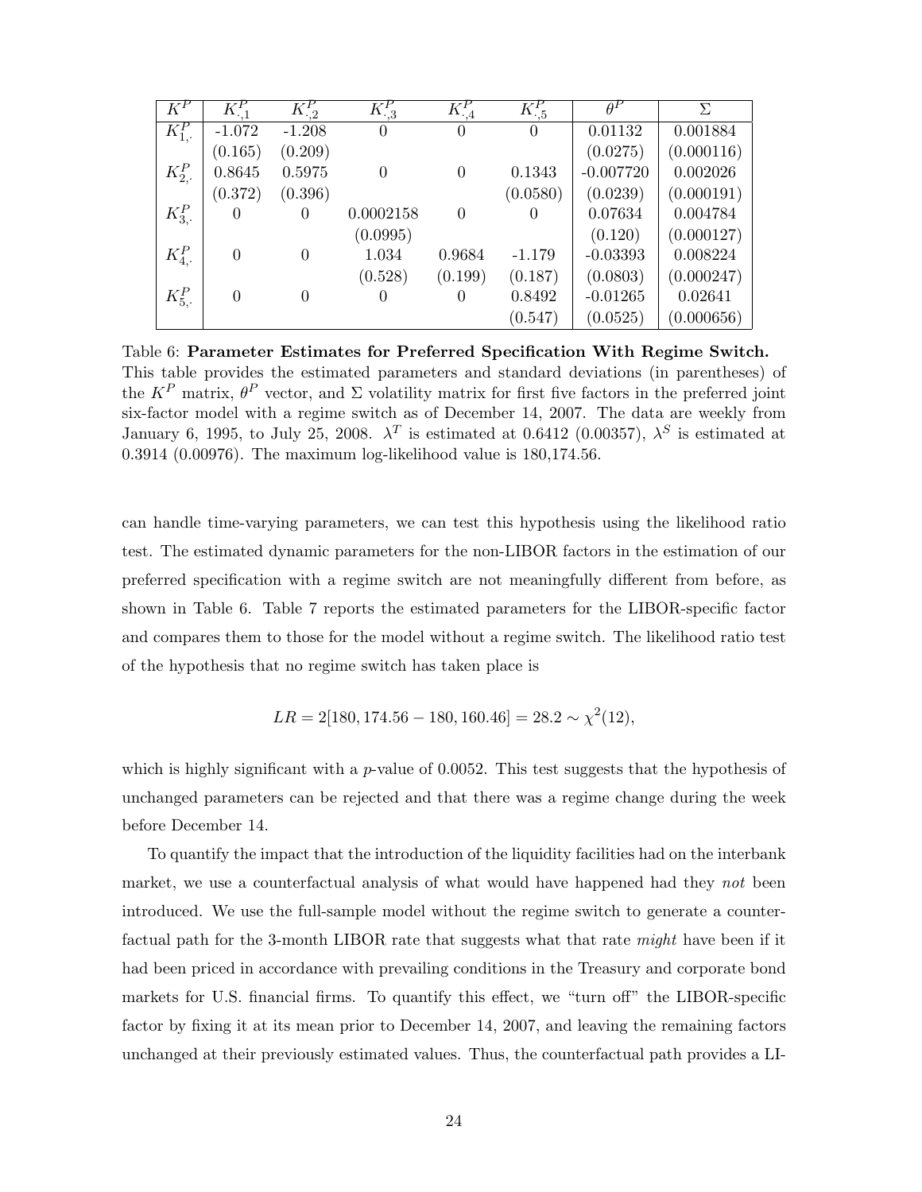| $K^P$ | $K^P_{\cdot,1}$ | $K^P_{\cdot,2}$ | $K^P_{\cdot,3}$ | $K^P_{\cdot,4}$ | $K^P_{\cdot,5}$ | $\theta^P$ | $\Sigma$ |
|---|---|---|---|---|---|---|---|
| $K^P_{1,\cdot}$ | -1.072 | -1.208 | 0 | 0 | 0 | 0.01132 | 0.001884 |
| | (0.165) | (0.209) | | | | (0.0275) | (0.000116) |
| $K^P_{2,\cdot}$ | 0.8645 | 0.5975 | 0 | 0 | 0.1343 | -0.007720 | 0.002026 |
| | (0.372) | (0.396) | | | (0.0580) | (0.0239) | (0.000191) |
| $K^P_{3,\cdot}$ | 0 | 0 | 0.0002158 | 0 | 0 | 0.07634 | 0.004784 |
| | | | (0.0995) | | | (0.120) | (0.000127) |
| $K^P_{4,\cdot}$ | 0 | 0 | 1.034 | 0.9684 | -1.179 | -0.03393 | 0.008224 |
| | | | (0.528) | (0.199) | (0.187) | (0.0803) | (0.000247) |
| $K^P_{5,\cdot}$ | 0 | 0 | 0 | 0 | 0.8492 | -0.01265 | 0.02641 |
| | | | | | (0.547) | (0.0525) | (0.000656) |

Table 6: **Parameter Estimates for Preferred Specification With Regime Switch.** This table provides the estimated parameters and standard deviations (in parentheses) of the $K^P$ matrix, $\theta^P$ vector, and $\Sigma$ volatility matrix for first five factors in the preferred joint six-factor model with a regime switch as of December 14, 2007. The data are weekly from January 6, 1995, to July 25, 2008. $\lambda^T$ is estimated at 0.6412 (0.00357), $\lambda^S$ is estimated at 0.3914 (0.00976). The maximum log-likelihood value is 180,174.56.

can handle time-varying parameters, we can test this hypothesis using the likelihood ratio test. The estimated dynamic parameters for the non-LIBOR factors in the estimation of our preferred specification with a regime switch are not meaningfully different from before, as shown in Table 6. Table 7 reports the estimated parameters for the LIBOR-specific factor and compares them to those for the model without a regime switch. The likelihood ratio test of the hypothesis that no regime switch has taken place is

$$LR = 2[180,174.56 - 180,160.46] = 28.2 \sim \chi^2(12),$$

which is highly significant with a $p$-value of 0.0052. This test suggests that the hypothesis of unchanged parameters can be rejected and that there was a regime change during the week before December 14.

To quantify the impact that the introduction of the liquidity facilities had on the interbank market, we use a counterfactual analysis of what would have happened had they *not* been introduced. We use the full-sample model without the regime switch to generate a counterfactual path for the 3-month LIBOR rate that suggests what that rate *might* have been if it had been priced in accordance with prevailing conditions in the Treasury and corporate bond markets for U.S. financial firms. To quantify this effect, we "turn off" the LIBOR-specific factor by fixing it at its mean prior to December 14, 2007, and leaving the remaining factors unchanged at their previously estimated values. Thus, the counterfactual path provides a LI-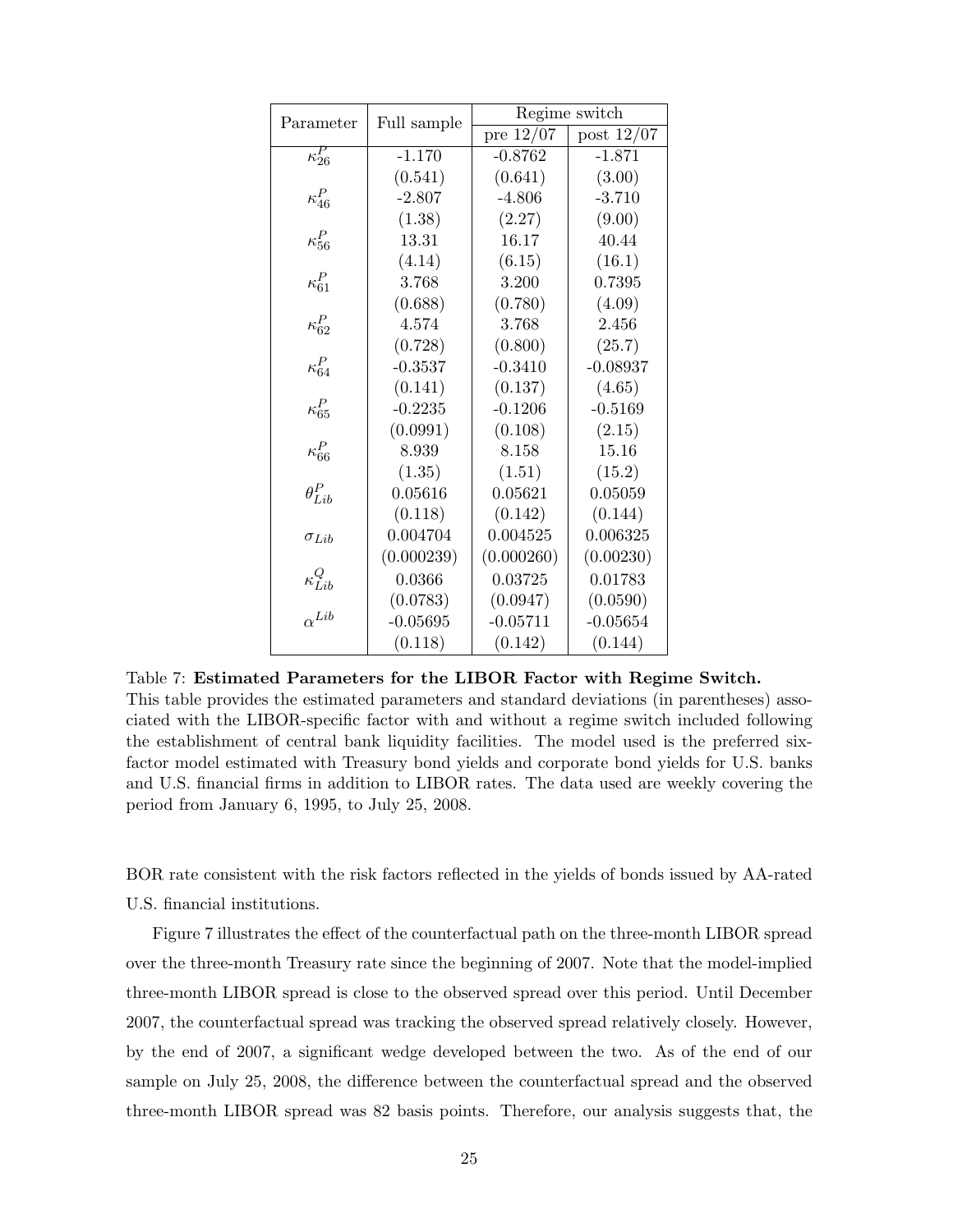| Parameter | Full sample | Regime switch | |
|---|---|---|---|
| | | pre 12/07 | post 12/07 |
| $\kappa^P_{26}$ | -1.170 | -0.8762 | -1.871 |
| | (0.541) | (0.641) | (3.00) |
| $\kappa^P_{46}$ | -2.807 | -4.806 | -3.710 |
| | (1.38) | (2.27) | (9.00) |
| $\kappa^P_{56}$ | 13.31 | 16.17 | 40.44 |
| | (4.14) | (6.15) | (16.1) |
| $\kappa^P_{61}$ | 3.768 | 3.200 | 0.7395 |
| | (0.688) | (0.780) | (4.09) |
| $\kappa^P_{62}$ | 4.574 | 3.768 | 2.456 |
| | (0.728) | (0.800) | (25.7) |
| $\kappa^P_{64}$ | -0.3537 | -0.3410 | -0.08937 |
| | (0.141) | (0.137) | (4.65) |
| $\kappa^P_{65}$ | -0.2235 | -0.1206 | -0.5169 |
| | (0.0991) | (0.108) | (2.15) |
| $\kappa^P_{66}$ | 8.939 | 8.158 | 15.16 |
| | (1.35) | (1.51) | (15.2) |
| $\theta^P_{Lib}$ | 0.05616 | 0.05621 | 0.05059 |
| | (0.118) | (0.142) | (0.144) |
| $\sigma_{Lib}$ | 0.004704 | 0.004525 | 0.006325 |
| | (0.000239) | (0.000260) | (0.00230) |
| $\kappa^Q_{Lib}$ | 0.0366 | 0.03725 | 0.01783 |
| | (0.0783) | (0.0947) | (0.0590) |
| $\alpha^{Lib}$ | -0.05695 | -0.05711 | -0.05654 |
| | (0.118) | (0.142) | (0.144) |

Table 7: **Estimated Parameters for the LIBOR Factor with Regime Switch.** This table provides the estimated parameters and standard deviations (in parentheses) associated with the LIBOR-specific factor with and without a regime switch included following the establishment of central bank liquidity facilities. The model used is the preferred six-factor model estimated with Treasury bond yields and corporate bond yields for U.S. banks and U.S. financial firms in addition to LIBOR rates. The data used are weekly covering the period from January 6, 1995, to July 25, 2008.

BOR rate consistent with the risk factors reflected in the yields of bonds issued by AA-rated U.S. financial institutions.

Figure 7 illustrates the effect of the counterfactual path on the three-month LIBOR spread over the three-month Treasury rate since the beginning of 2007. Note that the model-implied three-month LIBOR spread is close to the observed spread over this period. Until December 2007, the counterfactual spread was tracking the observed spread relatively closely. However, by the end of 2007, a significant wedge developed between the two. As of the end of our sample on July 25, 2008, the difference between the counterfactual spread and the observed three-month LIBOR spread was 82 basis points. Therefore, our analysis suggests that, the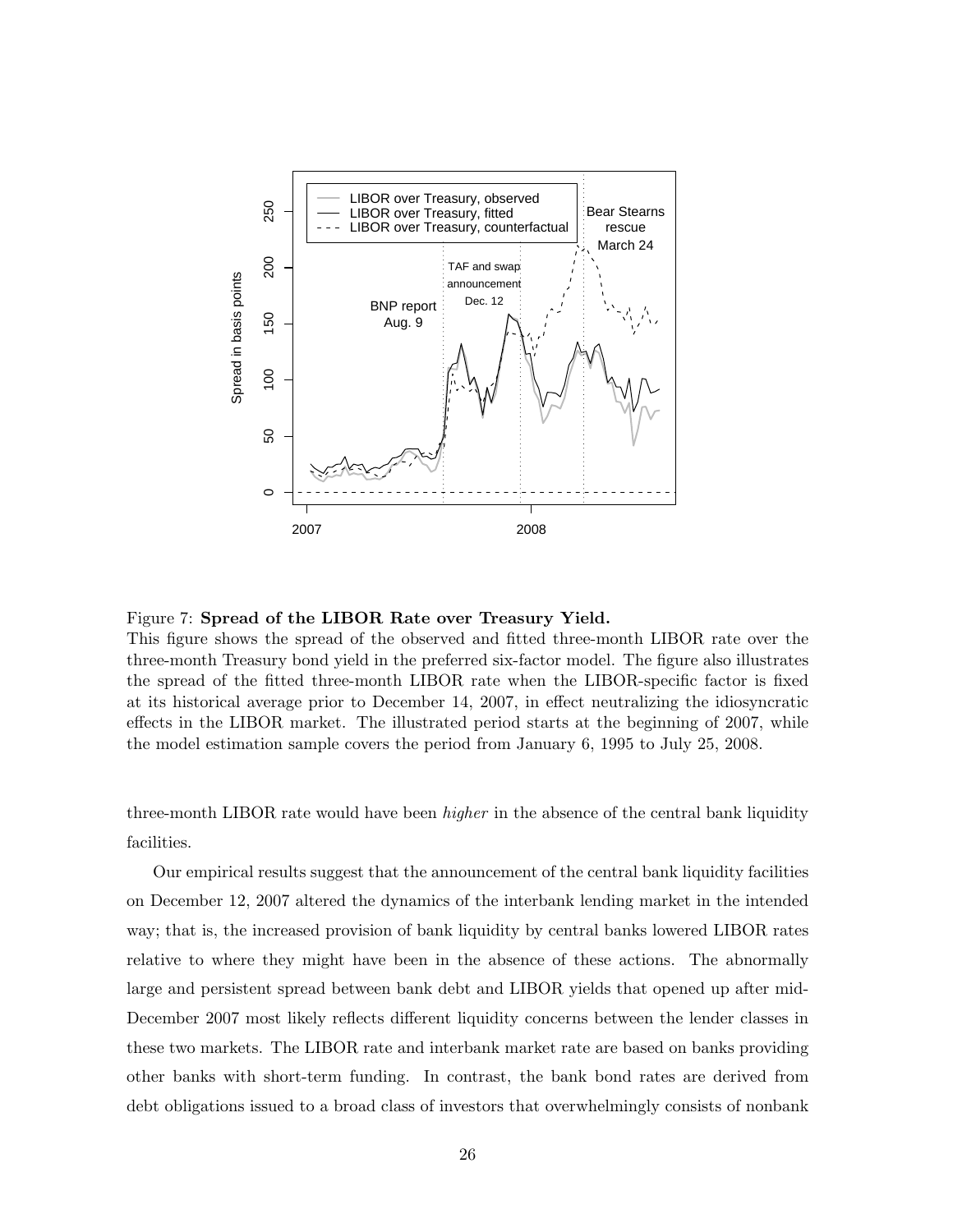Figure 7: **Spread of the LIBOR Rate over Treasury Yield.**
This figure shows the spread of the observed and fitted three-month LIBOR rate over the three-month Treasury bond yield in the preferred six-factor model. The figure also illustrates the spread of the fitted three-month LIBOR rate when the LIBOR-specific factor is fixed at its historical average prior to December 14, 2007, in effect neutralizing the idiosyncratic effects in the LIBOR market. The illustrated period starts at the beginning of 2007, while the model estimation sample covers the period from January 6, 1995 to July 25, 2008.

three-month LIBOR rate would have been *higher* in the absence of the central bank liquidity facilities.

Our empirical results suggest that the announcement of the central bank liquidity facilities on December 12, 2007 altered the dynamics of the interbank lending market in the intended way; that is, the increased provision of bank liquidity by central banks lowered LIBOR rates relative to where they might have been in the absence of these actions. The abnormally large and persistent spread between bank debt and LIBOR yields that opened up after mid-December 2007 most likely reflects different liquidity concerns between the lender classes in these two markets. The LIBOR rate and interbank market rate are based on banks providing other banks with short-term funding. In contrast, the bank bond rates are derived from debt obligations issued to a broad class of investors that overwhelmingly consists of nonbank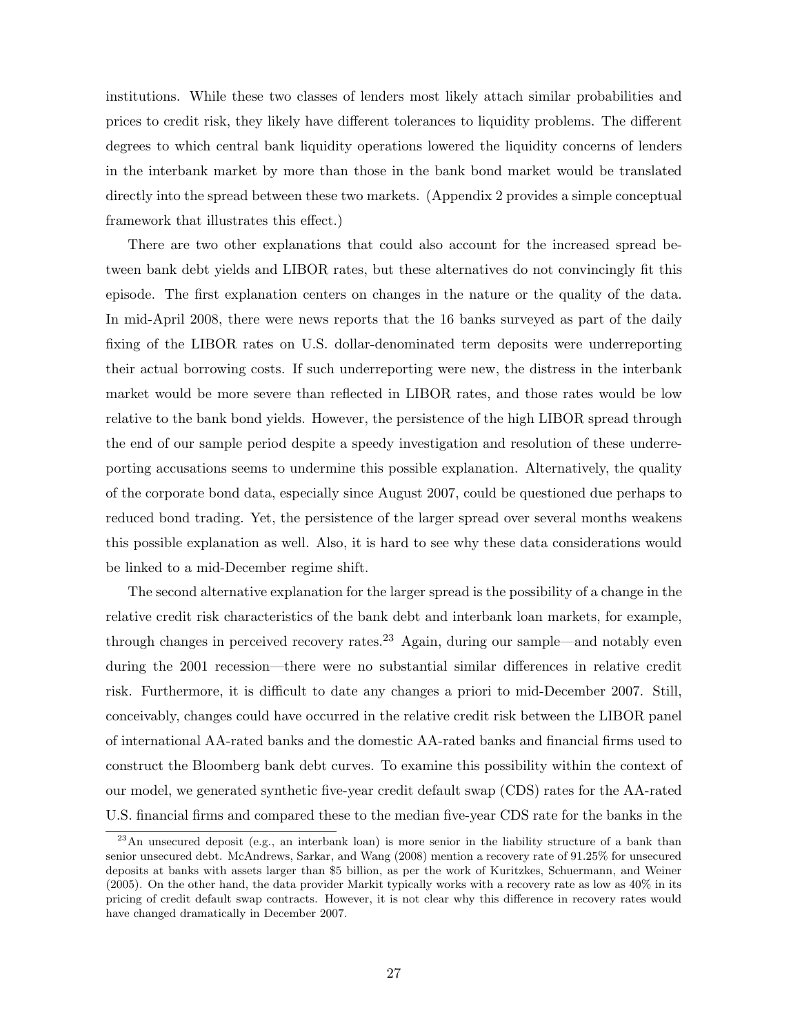institutions. While these two classes of lenders most likely attach similar probabilities and prices to credit risk, they likely have different tolerances to liquidity problems. The different degrees to which central bank liquidity operations lowered the liquidity concerns of lenders in the interbank market by more than those in the bank bond market would be translated directly into the spread between these two markets. (Appendix 2 provides a simple conceptual framework that illustrates this effect.)

There are two other explanations that could also account for the increased spread between bank debt yields and LIBOR rates, but these alternatives do not convincingly fit this episode. The first explanation centers on changes in the nature or the quality of the data. In mid-April 2008, there were news reports that the 16 banks surveyed as part of the daily fixing of the LIBOR rates on U.S. dollar-denominated term deposits were underreporting their actual borrowing costs. If such underreporting were new, the distress in the interbank market would be more severe than reflected in LIBOR rates, and those rates would be low relative to the bank bond yields. However, the persistence of the high LIBOR spread through the end of our sample period despite a speedy investigation and resolution of these underreporting accusations seems to undermine this possible explanation. Alternatively, the quality of the corporate bond data, especially since August 2007, could be questioned due perhaps to reduced bond trading. Yet, the persistence of the larger spread over several months weakens this possible explanation as well. Also, it is hard to see why these data considerations would be linked to a mid-December regime shift.

The second alternative explanation for the larger spread is the possibility of a change in the relative credit risk characteristics of the bank debt and interbank loan markets, for example, through changes in perceived recovery rates.[23] Again, during our sample—and notably even during the 2001 recession—there were no substantial similar differences in relative credit risk. Furthermore, it is difficult to date any changes a priori to mid-December 2007. Still, conceivably, changes could have occurred in the relative credit risk between the LIBOR panel of international AA-rated banks and the domestic AA-rated banks and financial firms used to construct the Bloomberg bank debt curves. To examine this possibility within the context of our model, we generated synthetic five-year credit default swap (CDS) rates for the AA-rated U.S. financial firms and compared these to the median five-year CDS rate for the banks in the

[23] An unsecured deposit (e.g., an interbank loan) is more senior in the liability structure of a bank than senior unsecured debt. McAndrews, Sarkar, and Wang (2008) mention a recovery rate of 91.25% for unsecured deposits at banks with assets larger than \$5 billion, as per the work of Kuritzkes, Schuermann, and Weiner (2005). On the other hand, the data provider Markit typically works with a recovery rate as low as 40% in its pricing of credit default swap contracts. However, it is not clear why this difference in recovery rates would have changed dramatically in December 2007.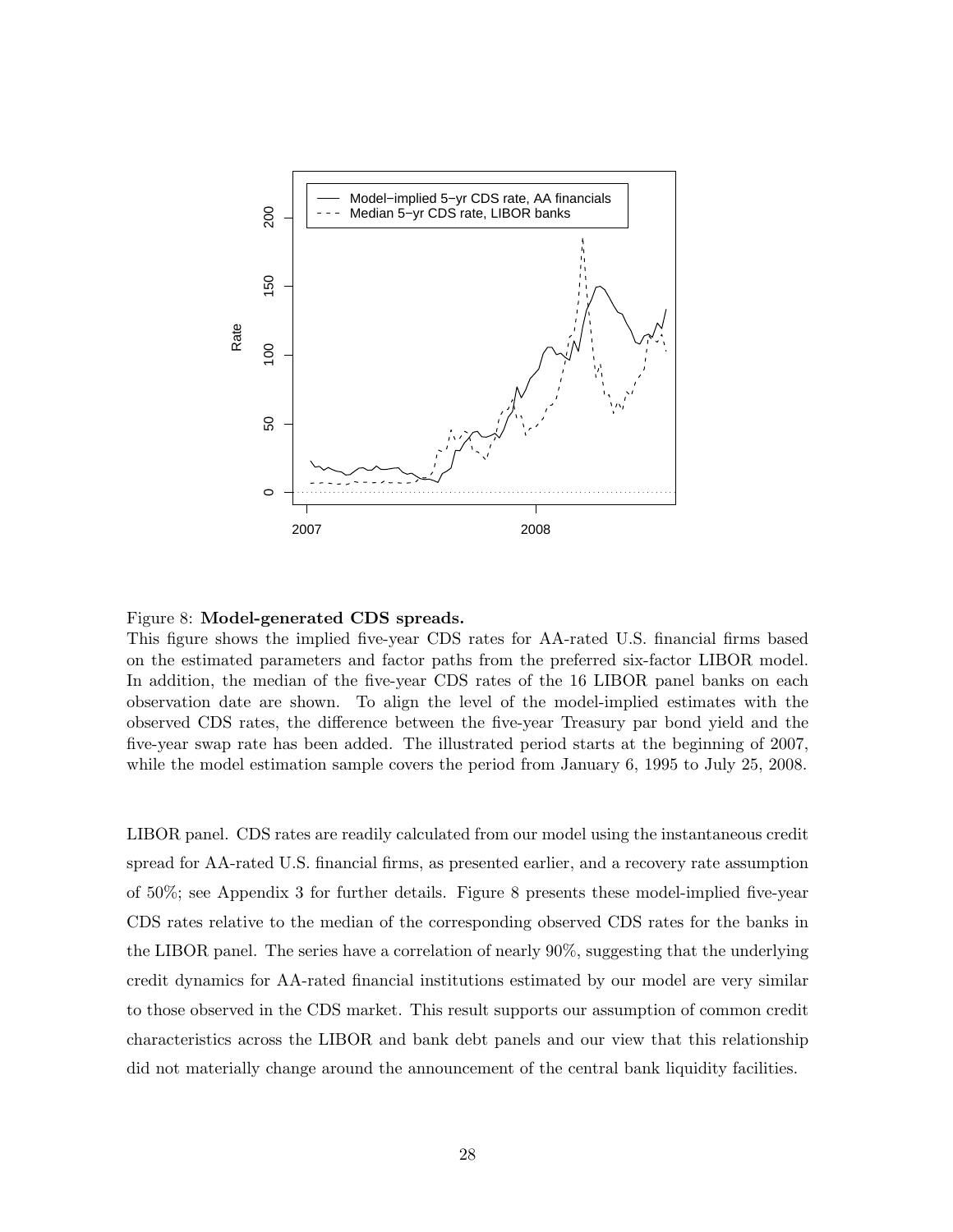Figure 8: **Model-generated CDS spreads.**
This figure shows the implied five-year CDS rates for AA-rated U.S. financial firms based on the estimated parameters and factor paths from the preferred six-factor LIBOR model. In addition, the median of the five-year CDS rates of the 16 LIBOR panel banks on each observation date are shown. To align the level of the model-implied estimates with the observed CDS rates, the difference between the five-year Treasury par bond yield and the five-year swap rate has been added. The illustrated period starts at the beginning of 2007, while the model estimation sample covers the period from January 6, 1995 to July 25, 2008.

LIBOR panel. CDS rates are readily calculated from our model using the instantaneous credit spread for AA-rated U.S. financial firms, as presented earlier, and a recovery rate assumption of 50%; see Appendix 3 for further details. Figure 8 presents these model-implied five-year CDS rates relative to the median of the corresponding observed CDS rates for the banks in the LIBOR panel. The series have a correlation of nearly 90%, suggesting that the underlying credit dynamics for AA-rated financial institutions estimated by our model are very similar to those observed in the CDS market. This result supports our assumption of common credit characteristics across the LIBOR and bank debt panels and our view that this relationship did not materially change around the announcement of the central bank liquidity facilities.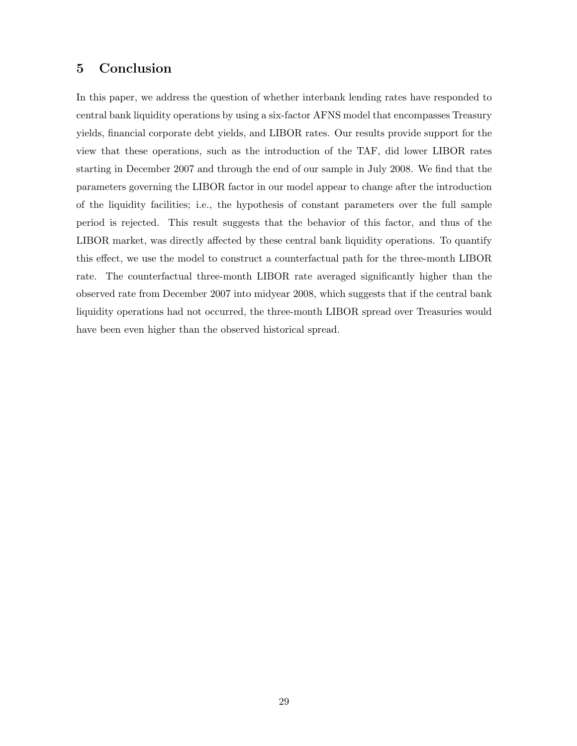## 5 Conclusion

In this paper, we address the question of whether interbank lending rates have responded to central bank liquidity operations by using a six-factor AFNS model that encompasses Treasury yields, financial corporate debt yields, and LIBOR rates. Our results provide support for the view that these operations, such as the introduction of the TAF, did lower LIBOR rates starting in December 2007 and through the end of our sample in July 2008. We find that the parameters governing the LIBOR factor in our model appear to change after the introduction of the liquidity facilities; i.e., the hypothesis of constant parameters over the full sample period is rejected. This result suggests that the behavior of this factor, and thus of the LIBOR market, was directly affected by these central bank liquidity operations. To quantify this effect, we use the model to construct a counterfactual path for the three-month LIBOR rate. The counterfactual three-month LIBOR rate averaged significantly higher than the observed rate from December 2007 into midyear 2008, which suggests that if the central bank liquidity operations had not occurred, the three-month LIBOR spread over Treasuries would have been even higher than the observed historical spread.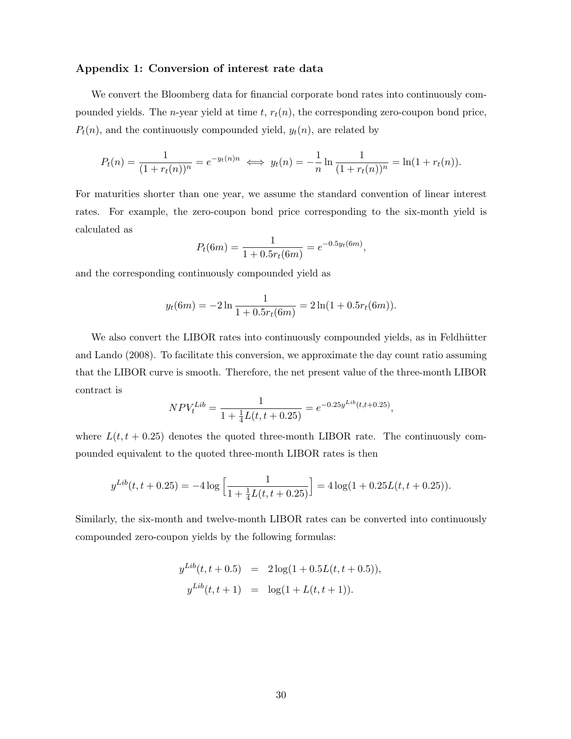### Appendix 1: Conversion of interest rate data

We convert the Bloomberg data for financial corporate bond rates into continuously compounded yields. The $n$-year yield at time $t$, $r_t(n)$, the corresponding zero-coupon bond price, $P_t(n)$, and the continuously compounded yield, $y_t(n)$, are related by

$$P_t(n) = \frac{1}{(1 + r_t(n))^n} = e^{-y_t(n)n} \iff y_t(n) = -\frac{1}{n} \ln \frac{1}{(1 + r_t(n))^n} = \ln(1 + r_t(n)).$$

For maturities shorter than one year, we assume the standard convention of linear interest rates. For example, the zero-coupon bond price corresponding to the six-month yield is calculated as

$$P_t(6m) = \frac{1}{1 + 0.5r_t(6m)} = e^{-0.5y_t(6m)},$$

and the corresponding continuously compounded yield as

$$y_t(6m) = -2 \ln \frac{1}{1 + 0.5r_t(6m)} = 2 \ln(1 + 0.5r_t(6m)).$$

We also convert the LIBOR rates into continuously compounded yields, as in Feldhütter and Lando (2008). To facilitate this conversion, we approximate the day count ratio assuming that the LIBOR curve is smooth. Therefore, the net present value of the three-month LIBOR contract is

$$NPV_t^{Lib} = \frac{1}{1 + \frac{1}{4}L(t, t + 0.25)} = e^{-0.25y^{Lib}(t,t+0.25)},$$

where $L(t, t + 0.25)$ denotes the quoted three-month LIBOR rate. The continuously compounded equivalent to the quoted three-month LIBOR rates is then

$$y^{Lib}(t, t + 0.25) = -4 \log \left[\frac{1}{1 + \frac{1}{4}L(t, t + 0.25)}\right] = 4 \log(1 + 0.25L(t, t + 0.25)).$$

Similarly, the six-month and twelve-month LIBOR rates can be converted into continuously compounded zero-coupon yields by the following formulas:

$$\begin{aligned} y^{Lib}(t, t + 0.5) &= 2 \log(1 + 0.5L(t, t + 0.5)), \\ y^{Lib}(t, t + 1) &= \log(1 + L(t, t + 1)). \end{aligned}$$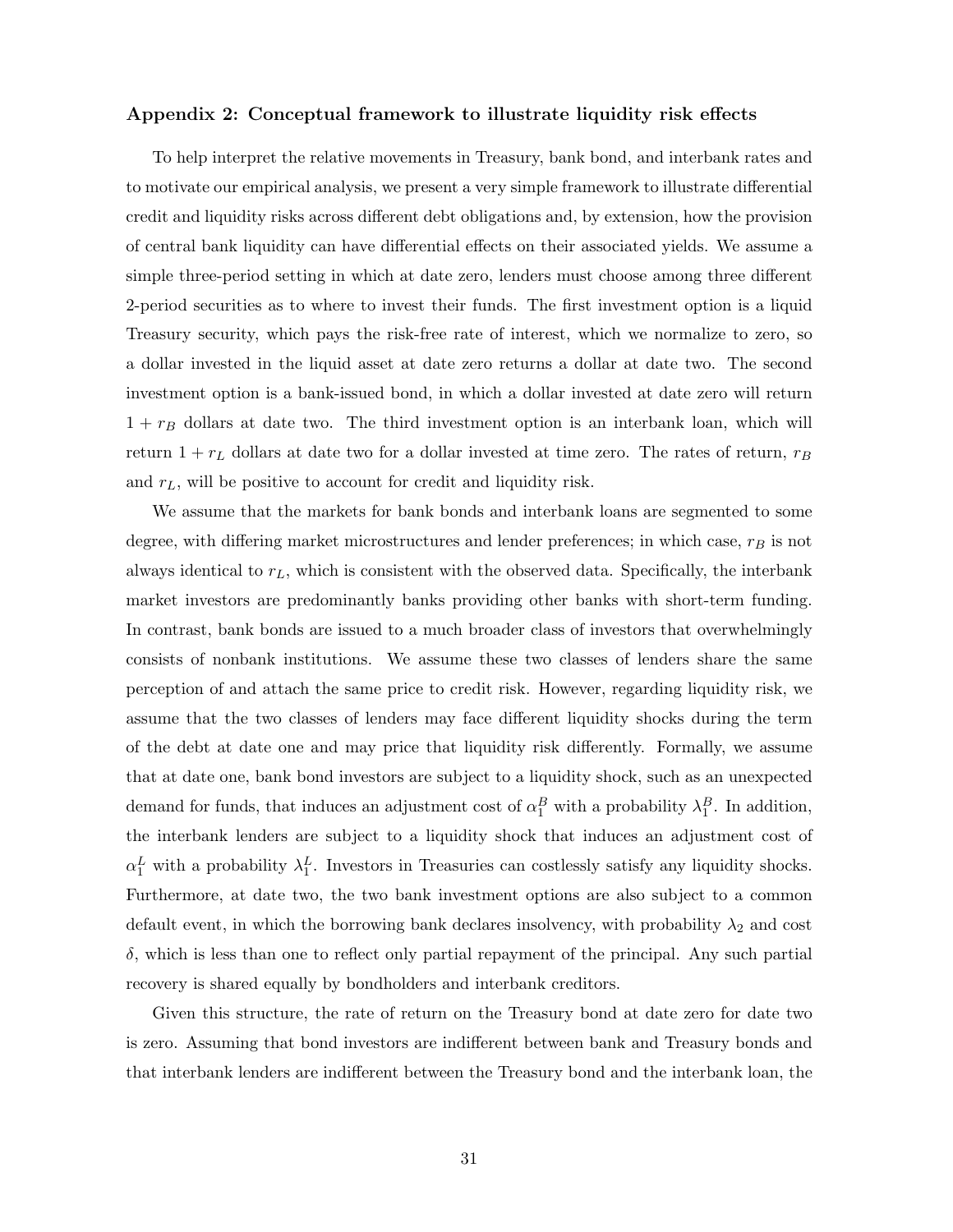### Appendix 2: Conceptual framework to illustrate liquidity risk effects

To help interpret the relative movements in Treasury, bank bond, and interbank rates and to motivate our empirical analysis, we present a very simple framework to illustrate differential credit and liquidity risks across different debt obligations and, by extension, how the provision of central bank liquidity can have differential effects on their associated yields. We assume a simple three-period setting in which at date zero, lenders must choose among three different 2-period securities as to where to invest their funds. The first investment option is a liquid Treasury security, which pays the risk-free rate of interest, which we normalize to zero, so a dollar invested in the liquid asset at date zero returns a dollar at date two. The second investment option is a bank-issued bond, in which a dollar invested at date zero will return $1 + r_B$ dollars at date two. The third investment option is an interbank loan, which will return $1 + r_L$ dollars at date two for a dollar invested at time zero. The rates of return, $r_B$ and $r_L$, will be positive to account for credit and liquidity risk.

We assume that the markets for bank bonds and interbank loans are segmented to some degree, with differing market microstructures and lender preferences; in which case, $r_B$ is not always identical to $r_L$, which is consistent with the observed data. Specifically, the interbank market investors are predominantly banks providing other banks with short-term funding. In contrast, bank bonds are issued to a much broader class of investors that overwhelmingly consists of nonbank institutions. We assume these two classes of lenders share the same perception of and attach the same price to credit risk. However, regarding liquidity risk, we assume that the two classes of lenders may face different liquidity shocks during the term of the debt at date one and may price that liquidity risk differently. Formally, we assume that at date one, bank bond investors are subject to a liquidity shock, such as an unexpected demand for funds, that induces an adjustment cost of $\alpha_1^B$ with a probability $\lambda_1^B$. In addition, the interbank lenders are subject to a liquidity shock that induces an adjustment cost of $\alpha_1^L$ with a probability $\lambda_1^L$. Investors in Treasuries can costlessly satisfy any liquidity shocks. Furthermore, at date two, the two bank investment options are also subject to a common default event, in which the borrowing bank declares insolvency, with probability $\lambda_2$ and cost $\delta$, which is less than one to reflect only partial repayment of the principal. Any such partial recovery is shared equally by bondholders and interbank creditors.

Given this structure, the rate of return on the Treasury bond at date zero for date two is zero. Assuming that bond investors are indifferent between bank and Treasury bonds and that interbank lenders are indifferent between the Treasury bond and the interbank loan, the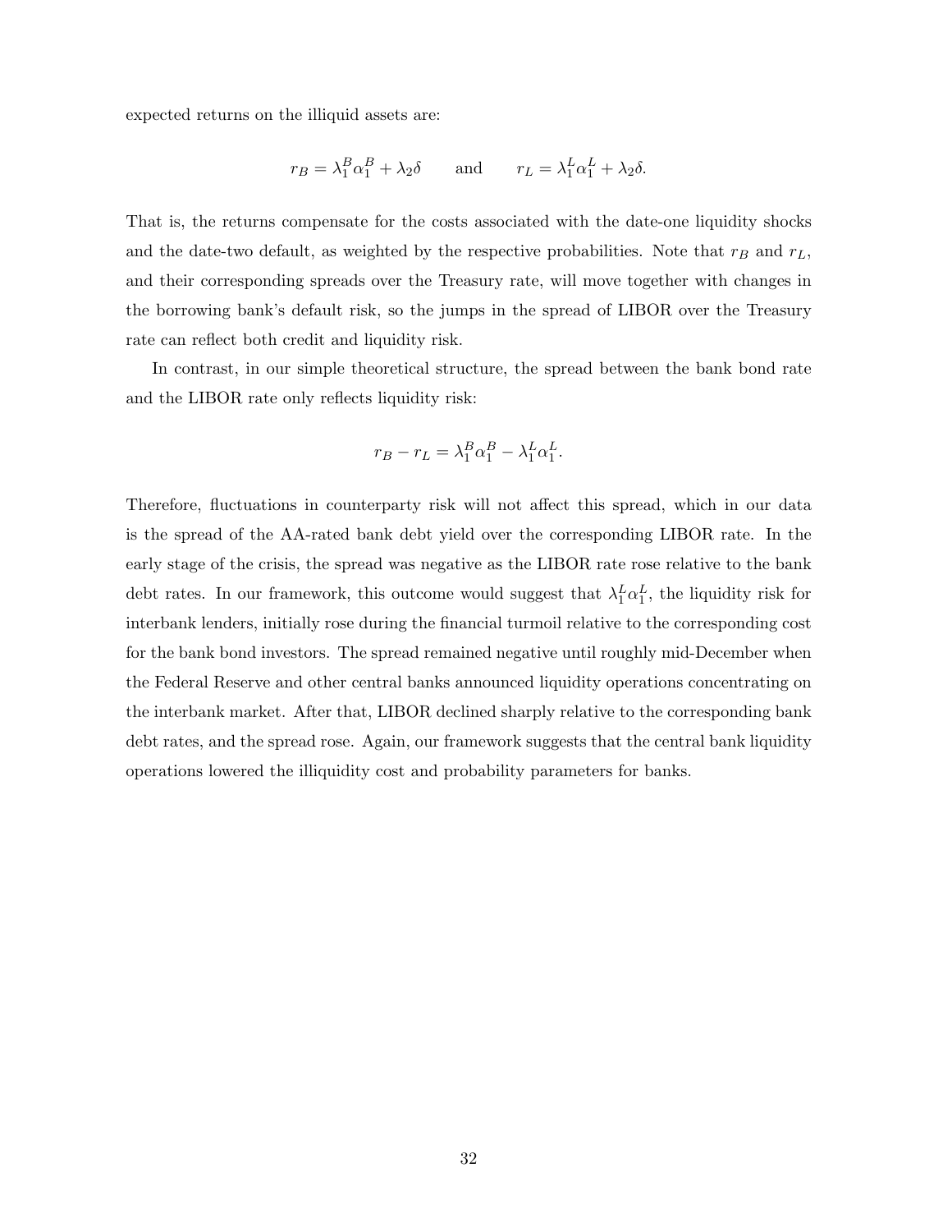expected returns on the illiquid assets are:

$$r_B = \lambda_1^B \alpha_1^B + \lambda_2 \delta \qquad \text{and} \qquad r_L = \lambda_1^L \alpha_1^L + \lambda_2 \delta.$$

That is, the returns compensate for the costs associated with the date-one liquidity shocks and the date-two default, as weighted by the respective probabilities. Note that $r_B$ and $r_L$, and their corresponding spreads over the Treasury rate, will move together with changes in the borrowing bank's default risk, so the jumps in the spread of LIBOR over the Treasury rate can reflect both credit and liquidity risk.

In contrast, in our simple theoretical structure, the spread between the bank bond rate and the LIBOR rate only reflects liquidity risk:

$$r_B - r_L = \lambda_1^B \alpha_1^B - \lambda_1^L \alpha_1^L.$$

Therefore, fluctuations in counterparty risk will not affect this spread, which in our data is the spread of the AA-rated bank debt yield over the corresponding LIBOR rate. In the early stage of the crisis, the spread was negative as the LIBOR rate rose relative to the bank debt rates. In our framework, this outcome would suggest that $\lambda_1^L \alpha_1^L$, the liquidity risk for interbank lenders, initially rose during the financial turmoil relative to the corresponding cost for the bank bond investors. The spread remained negative until roughly mid-December when the Federal Reserve and other central banks announced liquidity operations concentrating on the interbank market. After that, LIBOR declined sharply relative to the corresponding bank debt rates, and the spread rose. Again, our framework suggests that the central bank liquidity operations lowered the illiquidity cost and probability parameters for banks.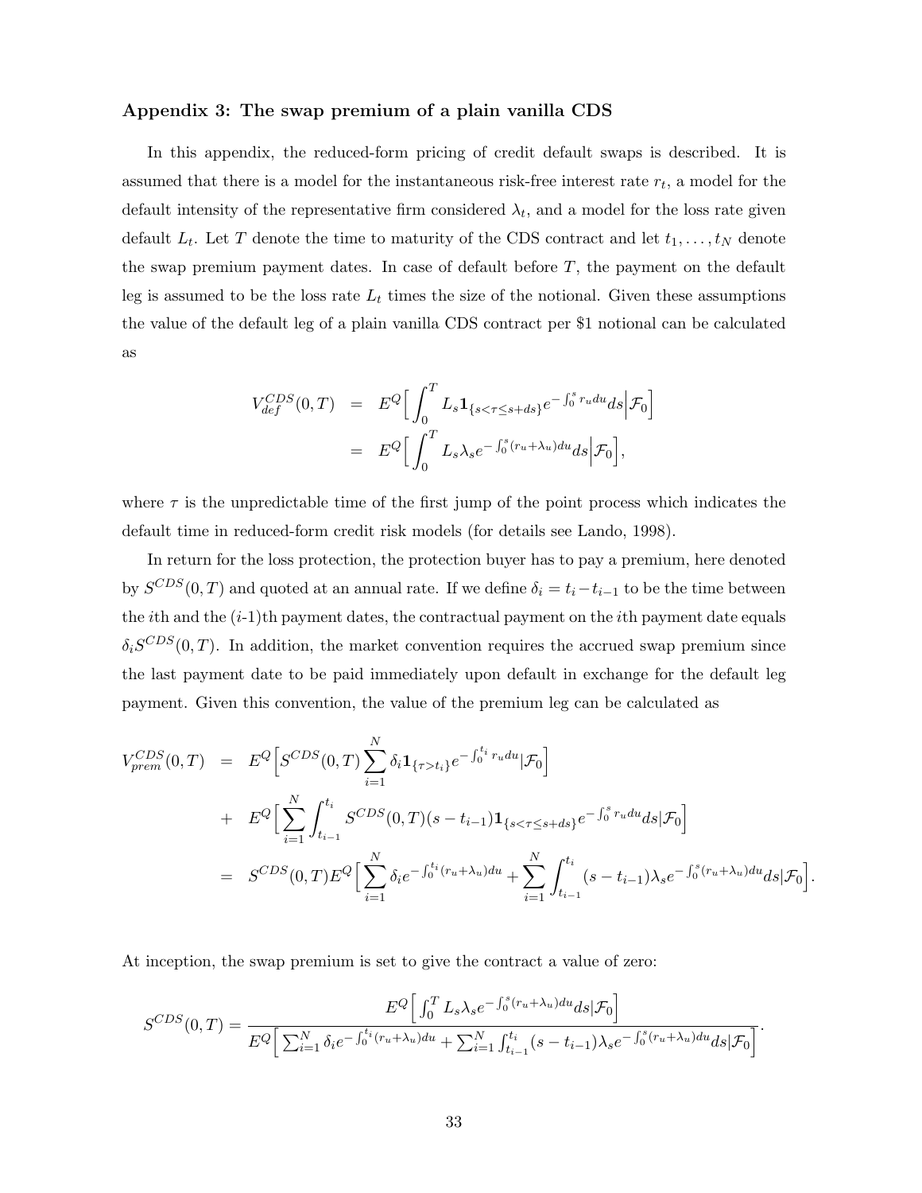### Appendix 3: The swap premium of a plain vanilla CDS

In this appendix, the reduced-form pricing of credit default swaps is described. It is assumed that there is a model for the instantaneous risk-free interest rate $r_t$, a model for the default intensity of the representative firm considered $\lambda_t$, and a model for the loss rate given default $L_t$. Let $T$ denote the time to maturity of the CDS contract and let $t_1, \ldots, t_N$ denote the swap premium payment dates. In case of default before $T$, the payment on the default leg is assumed to be the loss rate $L_t$ times the size of the notional. Given these assumptions the value of the default leg of a plain vanilla CDS contract per \$1 notional can be calculated as

$$
\begin{aligned}
V_{def}^{CDS}(0,T) &= E^Q\Big[\int_0^T L_s \mathbf{1}_{\{s<\tau\leq s+ds\}} e^{-\int_0^s r_u du} ds \Big| \mathcal{F}_0\Big] \\
&= E^Q\Big[\int_0^T L_s \lambda_s e^{-\int_0^s (r_u+\lambda_u) du} ds \Big| \mathcal{F}_0\Big],
\end{aligned}
$$

where $\tau$ is the unpredictable time of the first jump of the point process which indicates the default time in reduced-form credit risk models (for details see Lando, 1998).

In return for the loss protection, the protection buyer has to pay a premium, here denoted by $S^{CDS}(0,T)$ and quoted at an annual rate. If we define $\delta_i = t_i - t_{i-1}$ to be the time between the $i$th and the ($i$-1)th payment dates, the contractual payment on the $i$th payment date equals $\delta_i S^{CDS}(0,T)$. In addition, the market convention requires the accrued swap premium since the last payment date to be paid immediately upon default in exchange for the default leg payment. Given this convention, the value of the premium leg can be calculated as

$$
\begin{aligned}
V_{prem}^{CDS}(0,T) &= E^Q\Big[S^{CDS}(0,T)\sum_{i=1}^N \delta_i \mathbf{1}_{\{\tau>t_i\}} e^{-\int_0^{t_i} r_u du} | \mathcal{F}_0\Big] \\
&+ E^Q\Big[\sum_{i=1}^N \int_{t_{i-1}}^{t_i} S^{CDS}(0,T)(s-t_{i-1})\mathbf{1}_{\{s<\tau\leq s+ds\}} e^{-\int_0^s r_u du} ds | \mathcal{F}_0\Big] \\
&= S^{CDS}(0,T) E^Q\Big[\sum_{i=1}^N \delta_i e^{-\int_0^{t_i}(r_u+\lambda_u)du} + \sum_{i=1}^N \int_{t_{i-1}}^{t_i} (s-t_{i-1})\lambda_s e^{-\int_0^s (r_u+\lambda_u)du} ds | \mathcal{F}_0\Big].
\end{aligned}
$$

At inception, the swap premium is set to give the contract a value of zero:

$$
S^{CDS}(0,T) = \frac{E^Q\Big[\int_0^T L_s \lambda_s e^{-\int_0^s (r_u+\lambda_u)du} ds | \mathcal{F}_0\Big]}{E^Q\Big[\sum_{i=1}^N \delta_i e^{-\int_0^{t_i}(r_u+\lambda_u)du} + \sum_{i=1}^N \int_{t_{i-1}}^{t_i} (s-t_{i-1})\lambda_s e^{-\int_0^s (r_u+\lambda_u)du} ds | \mathcal{F}_0\Big]}.
$$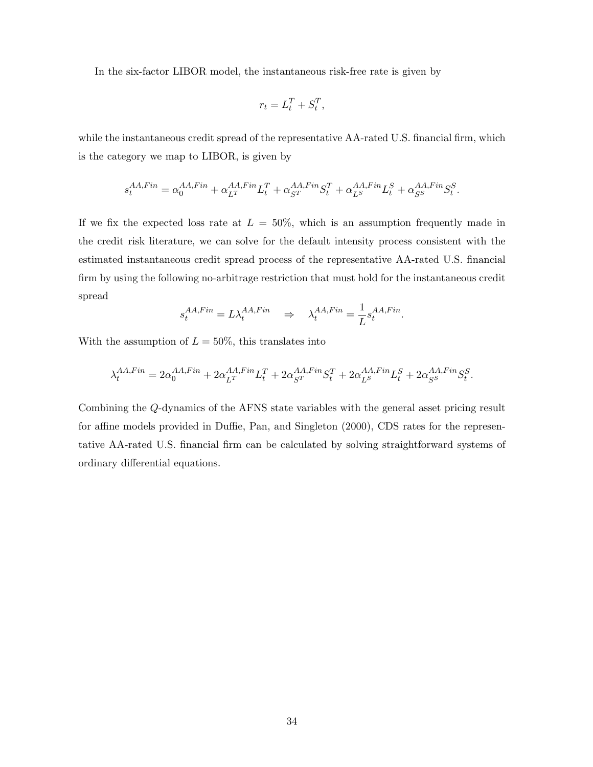In the six-factor LIBOR model, the instantaneous risk-free rate is given by

$$r_t = L_t^T + S_t^T,$$

while the instantaneous credit spread of the representative AA-rated U.S. financial firm, which is the category we map to LIBOR, is given by

$$s_t^{AA,Fin} = \alpha_0^{AA,Fin} + \alpha_{L^T}^{AA,Fin} L_t^T + \alpha_{S^T}^{AA,Fin} S_t^T + \alpha_{L^S}^{AA,Fin} L_t^S + \alpha_{S^S}^{AA,Fin} S_t^S.$$

If we fix the expected loss rate at $L = 50\%$, which is an assumption frequently made in the credit risk literature, we can solve for the default intensity process consistent with the estimated instantaneous credit spread process of the representative AA-rated U.S. financial firm by using the following no-arbitrage restriction that must hold for the instantaneous credit spread

$$s_t^{AA,Fin} = L\lambda_t^{AA,Fin} \quad \Rightarrow \quad \lambda_t^{AA,Fin} = \frac{1}{L} s_t^{AA,Fin}.$$

With the assumption of $L = 50\%$, this translates into

$$\lambda_t^{AA,Fin} = 2\alpha_0^{AA,Fin} + 2\alpha_{L^T}^{AA,Fin} L_t^T + 2\alpha_{S^T}^{AA,Fin} S_t^T + 2\alpha_{L^S}^{AA,Fin} L_t^S + 2\alpha_{S^S}^{AA,Fin} S_t^S.$$

Combining the $Q$-dynamics of the AFNS state variables with the general asset pricing result for affine models provided in Duffie, Pan, and Singleton (2000), CDS rates for the representative AA-rated U.S. financial firm can be calculated by solving straightforward systems of ordinary differential equations.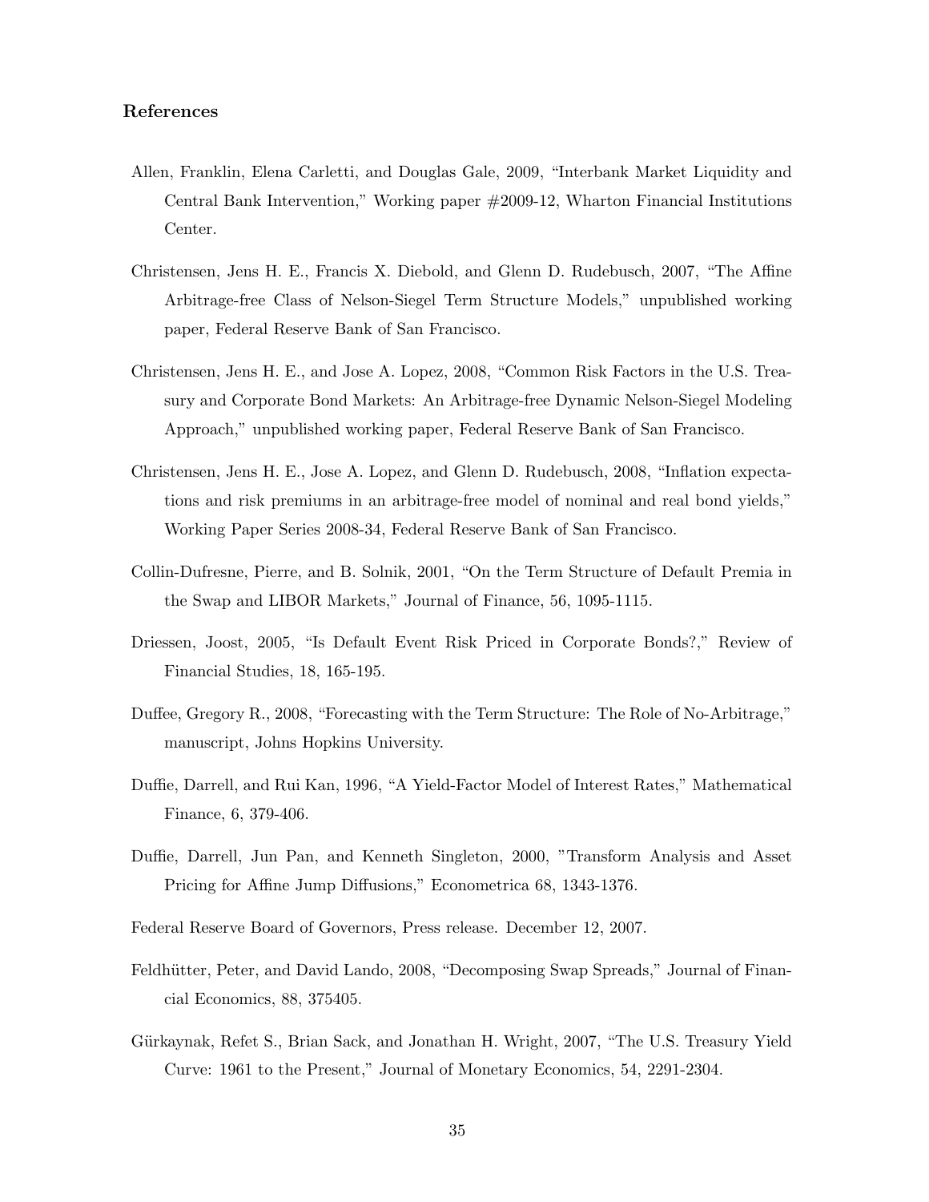### References

Allen, Franklin, Elena Carletti, and Douglas Gale, 2009, "Interbank Market Liquidity and Central Bank Intervention," Working paper #2009-12, Wharton Financial Institutions Center.

Christensen, Jens H. E., Francis X. Diebold, and Glenn D. Rudebusch, 2007, "The Affine Arbitrage-free Class of Nelson-Siegel Term Structure Models," unpublished working paper, Federal Reserve Bank of San Francisco.

Christensen, Jens H. E., and Jose A. Lopez, 2008, "Common Risk Factors in the U.S. Treasury and Corporate Bond Markets: An Arbitrage-free Dynamic Nelson-Siegel Modeling Approach," unpublished working paper, Federal Reserve Bank of San Francisco.

Christensen, Jens H. E., Jose A. Lopez, and Glenn D. Rudebusch, 2008, "Inflation expectations and risk premiums in an arbitrage-free model of nominal and real bond yields," Working Paper Series 2008-34, Federal Reserve Bank of San Francisco.

Collin-Dufresne, Pierre, and B. Solnik, 2001, "On the Term Structure of Default Premia in the Swap and LIBOR Markets," Journal of Finance, 56, 1095-1115.

Driessen, Joost, 2005, "Is Default Event Risk Priced in Corporate Bonds?," Review of Financial Studies, 18, 165-195.

Duffee, Gregory R., 2008, "Forecasting with the Term Structure: The Role of No-Arbitrage," manuscript, Johns Hopkins University.

Duffie, Darrell, and Rui Kan, 1996, "A Yield-Factor Model of Interest Rates," Mathematical Finance, 6, 379-406.

Duffie, Darrell, Jun Pan, and Kenneth Singleton, 2000, "Transform Analysis and Asset Pricing for Affine Jump Diffusions," Econometrica 68, 1343-1376.

Federal Reserve Board of Governors, Press release. December 12, 2007.

Feldhütter, Peter, and David Lando, 2008, "Decomposing Swap Spreads," Journal of Financial Economics, 88, 375405.

Gürkaynak, Refet S., Brian Sack, and Jonathan H. Wright, 2007, "The U.S. Treasury Yield Curve: 1961 to the Present," Journal of Monetary Economics, 54, 2291-2304.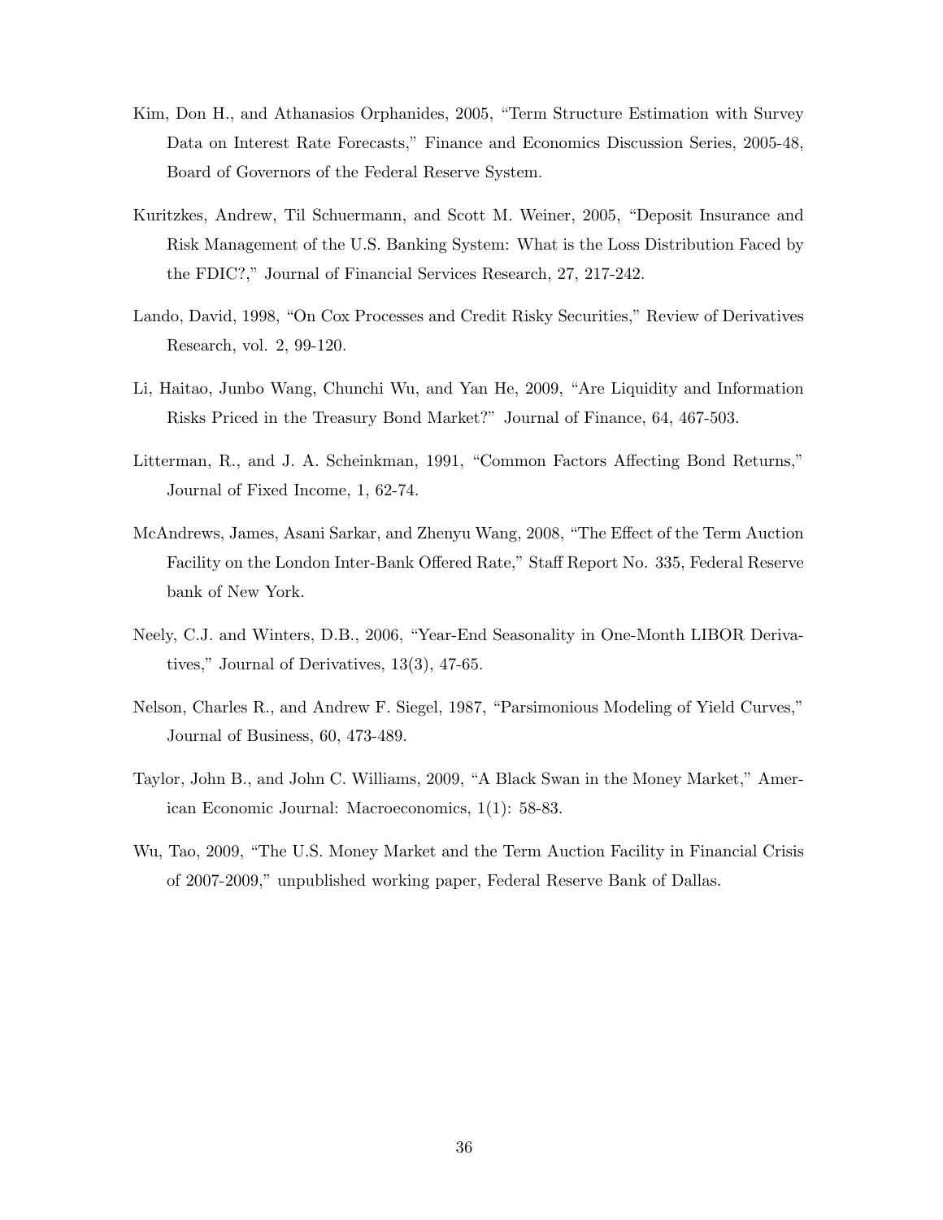Kim, Don H., and Athanasios Orphanides, 2005, "Term Structure Estimation with Survey Data on Interest Rate Forecasts," Finance and Economics Discussion Series, 2005-48, Board of Governors of the Federal Reserve System.

Kuritzkes, Andrew, Til Schuermann, and Scott M. Weiner, 2005, "Deposit Insurance and Risk Management of the U.S. Banking System: What is the Loss Distribution Faced by the FDIC?," Journal of Financial Services Research, 27, 217-242.

Lando, David, 1998, "On Cox Processes and Credit Risky Securities," Review of Derivatives Research, vol. 2, 99-120.

Li, Haitao, Junbo Wang, Chunchi Wu, and Yan He, 2009, "Are Liquidity and Information Risks Priced in the Treasury Bond Market?" Journal of Finance, 64, 467-503.

Litterman, R., and J. A. Scheinkman, 1991, "Common Factors Affecting Bond Returns," Journal of Fixed Income, 1, 62-74.

McAndrews, James, Asani Sarkar, and Zhenyu Wang, 2008, "The Effect of the Term Auction Facility on the London Inter-Bank Offered Rate," Staff Report No. 335, Federal Reserve bank of New York.

Neely, C.J. and Winters, D.B., 2006, "Year-End Seasonality in One-Month LIBOR Derivatives," Journal of Derivatives, 13(3), 47-65.

Nelson, Charles R., and Andrew F. Siegel, 1987, "Parsimonious Modeling of Yield Curves," Journal of Business, 60, 473-489.

Taylor, John B., and John C. Williams, 2009, "A Black Swan in the Money Market," American Economic Journal: Macroeconomics, 1(1): 58-83.

Wu, Tao, 2009, "The U.S. Money Market and the Term Auction Facility in Financial Crisis of 2007-2009," unpublished working paper, Federal Reserve Bank of Dallas.